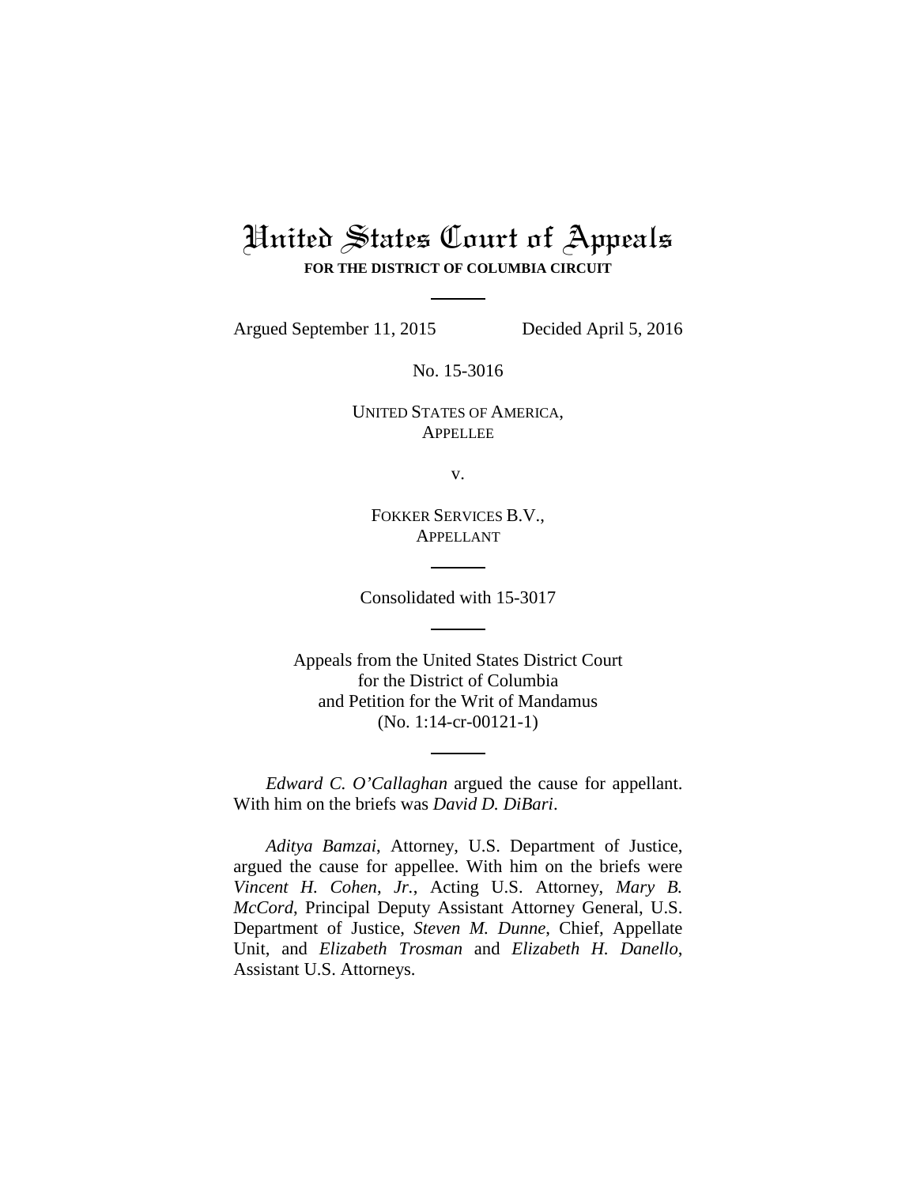# United States Court of Appeals

**FOR THE DISTRICT OF COLUMBIA CIRCUIT**

Argued September 11, 2015 Decided April 5, 2016

No. 15-3016

UNITED STATES OF AMERICA,
APPELLEE

v.

FOKKER SERVICES B.V.,
APPELLANT

Consolidated with 15-3017

Appeals from the United States District Court
for the District of Columbia
and Petition for the Writ of Mandamus
(No. 1:14-cr-00121-1)

*Edward C. O'Callaghan* argued the cause for appellant. With him on the briefs was *David D. DiBari*.

*Aditya Bamzai*, Attorney, U.S. Department of Justice, argued the cause for appellee. With him on the briefs were *Vincent H. Cohen, Jr.*, Acting U.S. Attorney, *Mary B. McCord*, Principal Deputy Assistant Attorney General, U.S. Department of Justice, *Steven M. Dunne*, Chief, Appellate Unit, and *Elizabeth Trosman* and *Elizabeth H. Danello*, Assistant U.S. Attorneys.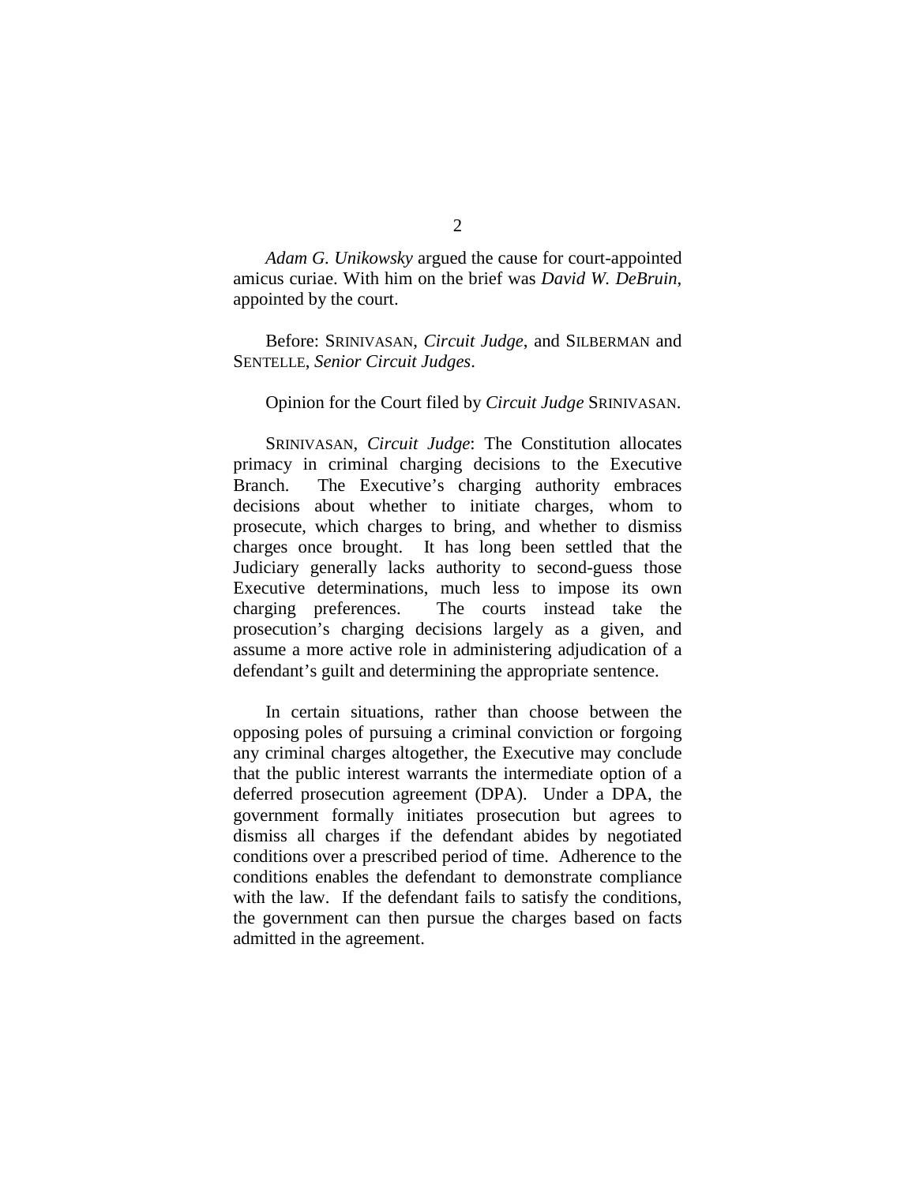*Adam G. Unikowsky* argued the cause for court-appointed amicus curiae. With him on the brief was *David W. DeBruin*, appointed by the court.

Before: SRINIVASAN, *Circuit Judge*, and SILBERMAN and SENTELLE, *Senior Circuit Judges*.

Opinion for the Court filed by *Circuit Judge* SRINIVASAN.

SRINIVASAN, *Circuit Judge*: The Constitution allocates primacy in criminal charging decisions to the Executive Branch. The Executive's charging authority embraces decisions about whether to initiate charges, whom to prosecute, which charges to bring, and whether to dismiss charges once brought. It has long been settled that the Judiciary generally lacks authority to second-guess those Executive determinations, much less to impose its own charging preferences. The courts instead take the prosecution's charging decisions largely as a given, and assume a more active role in administering adjudication of a defendant's guilt and determining the appropriate sentence.

In certain situations, rather than choose between the opposing poles of pursuing a criminal conviction or forgoing any criminal charges altogether, the Executive may conclude that the public interest warrants the intermediate option of a deferred prosecution agreement (DPA). Under a DPA, the government formally initiates prosecution but agrees to dismiss all charges if the defendant abides by negotiated conditions over a prescribed period of time. Adherence to the conditions enables the defendant to demonstrate compliance with the law. If the defendant fails to satisfy the conditions, the government can then pursue the charges based on facts admitted in the agreement.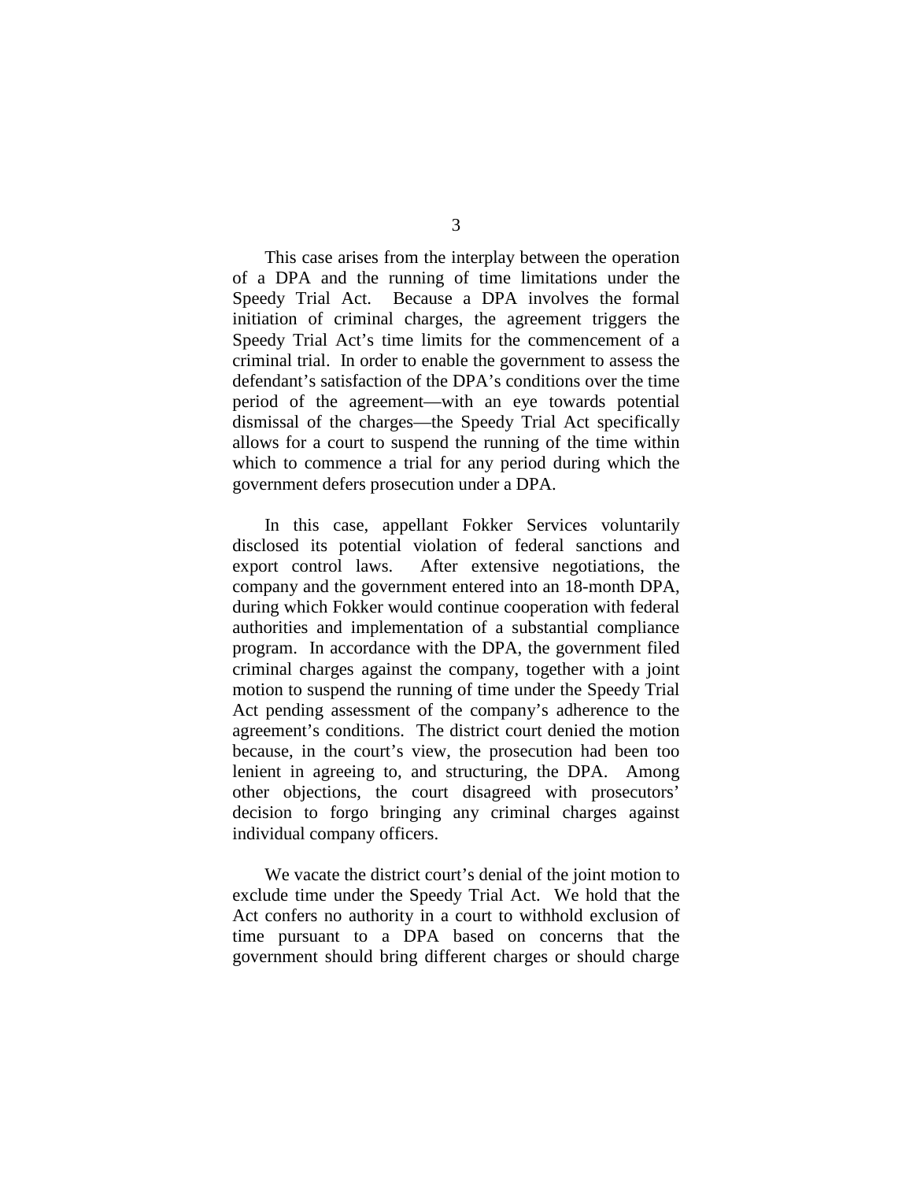This case arises from the interplay between the operation of a DPA and the running of time limitations under the Speedy Trial Act. Because a DPA involves the formal initiation of criminal charges, the agreement triggers the Speedy Trial Act's time limits for the commencement of a criminal trial. In order to enable the government to assess the defendant's satisfaction of the DPA's conditions over the time period of the agreement—with an eye towards potential dismissal of the charges—the Speedy Trial Act specifically allows for a court to suspend the running of the time within which to commence a trial for any period during which the government defers prosecution under a DPA.

In this case, appellant Fokker Services voluntarily disclosed its potential violation of federal sanctions and export control laws. After extensive negotiations, the company and the government entered into an 18-month DPA, during which Fokker would continue cooperation with federal authorities and implementation of a substantial compliance program. In accordance with the DPA, the government filed criminal charges against the company, together with a joint motion to suspend the running of time under the Speedy Trial Act pending assessment of the company's adherence to the agreement's conditions. The district court denied the motion because, in the court's view, the prosecution had been too lenient in agreeing to, and structuring, the DPA. Among other objections, the court disagreed with prosecutors' decision to forgo bringing any criminal charges against individual company officers.

We vacate the district court's denial of the joint motion to exclude time under the Speedy Trial Act. We hold that the Act confers no authority in a court to withhold exclusion of time pursuant to a DPA based on concerns that the government should bring different charges or should charge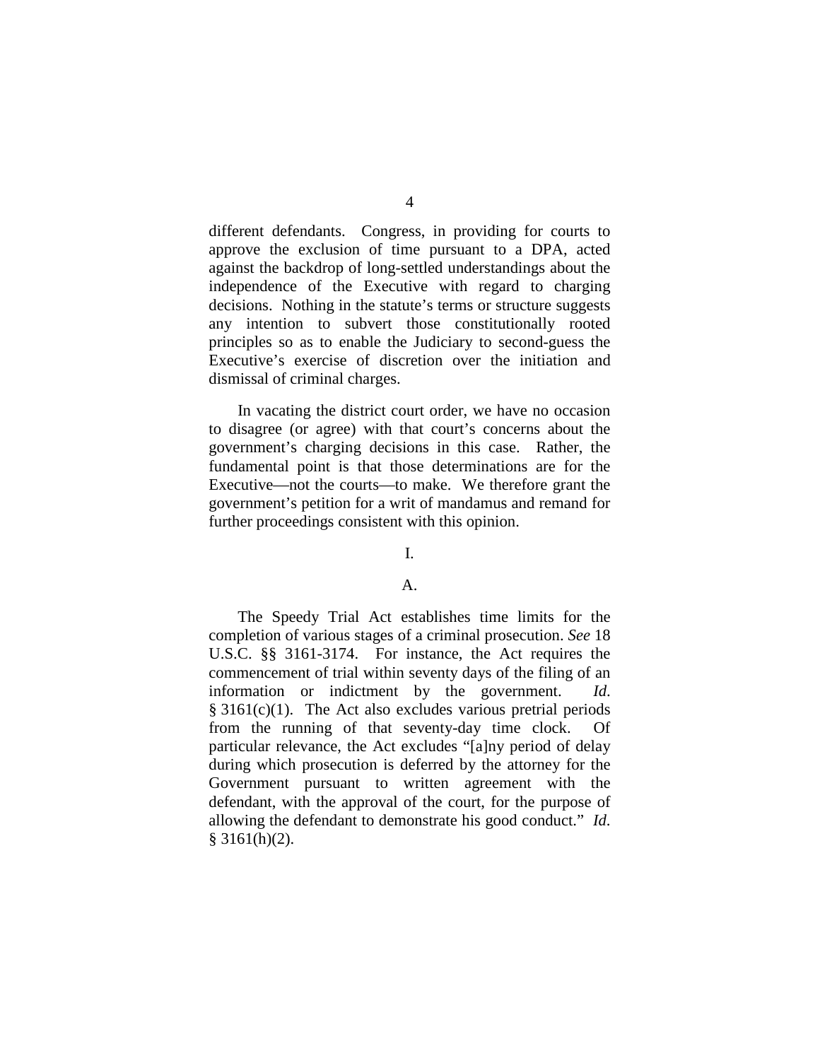different defendants. Congress, in providing for courts to approve the exclusion of time pursuant to a DPA, acted against the backdrop of long-settled understandings about the independence of the Executive with regard to charging decisions. Nothing in the statute's terms or structure suggests any intention to subvert those constitutionally rooted principles so as to enable the Judiciary to second-guess the Executive's exercise of discretion over the initiation and dismissal of criminal charges.

In vacating the district court order, we have no occasion to disagree (or agree) with that court's concerns about the government's charging decisions in this case. Rather, the fundamental point is that those determinations are for the Executive—not the courts—to make. We therefore grant the government's petition for a writ of mandamus and remand for further proceedings consistent with this opinion.

## I.

### A.

The Speedy Trial Act establishes time limits for the completion of various stages of a criminal prosecution. *See* 18 U.S.C. §§ 3161-3174. For instance, the Act requires the commencement of trial within seventy days of the filing of an information or indictment by the government. *Id.* § 3161(c)(1). The Act also excludes various pretrial periods from the running of that seventy-day time clock. Of particular relevance, the Act excludes "[a]ny period of delay during which prosecution is deferred by the attorney for the Government pursuant to written agreement with the defendant, with the approval of the court, for the purpose of allowing the defendant to demonstrate his good conduct." *Id.* § 3161(h)(2).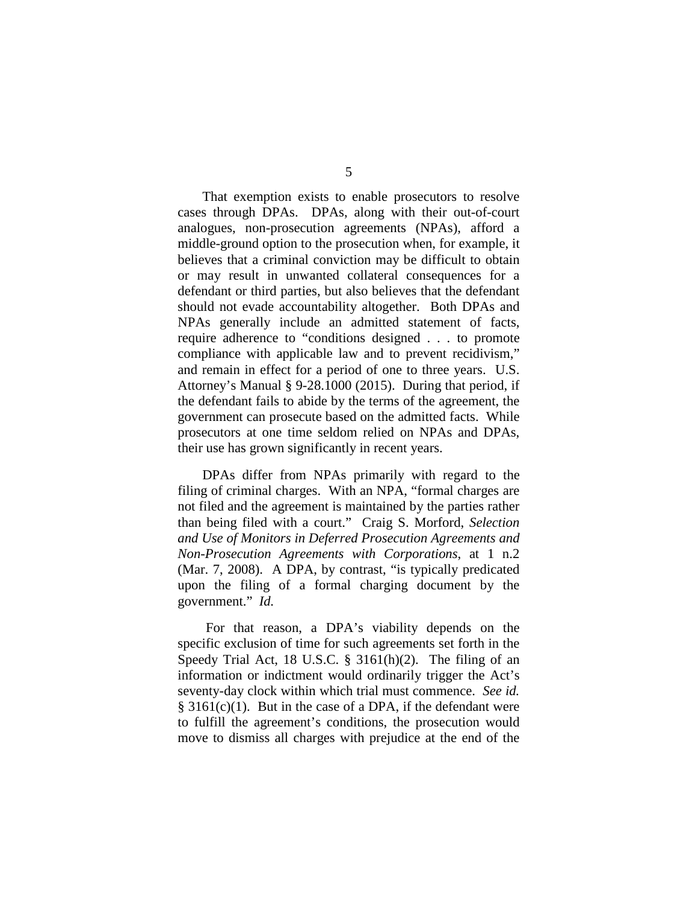That exemption exists to enable prosecutors to resolve cases through DPAs. DPAs, along with their out-of-court analogues, non-prosecution agreements (NPAs), afford a middle-ground option to the prosecution when, for example, it believes that a criminal conviction may be difficult to obtain or may result in unwanted collateral consequences for a defendant or third parties, but also believes that the defendant should not evade accountability altogether. Both DPAs and NPAs generally include an admitted statement of facts, require adherence to "conditions designed . . . to promote compliance with applicable law and to prevent recidivism," and remain in effect for a period of one to three years. U.S. Attorney's Manual § 9-28.1000 (2015). During that period, if the defendant fails to abide by the terms of the agreement, the government can prosecute based on the admitted facts. While prosecutors at one time seldom relied on NPAs and DPAs, their use has grown significantly in recent years.

DPAs differ from NPAs primarily with regard to the filing of criminal charges. With an NPA, "formal charges are not filed and the agreement is maintained by the parties rather than being filed with a court." Craig S. Morford, *Selection and Use of Monitors in Deferred Prosecution Agreements and Non-Prosecution Agreements with Corporations*, at 1 n.2 (Mar. 7, 2008). A DPA, by contrast, "is typically predicated upon the filing of a formal charging document by the government." *Id.*

For that reason, a DPA's viability depends on the specific exclusion of time for such agreements set forth in the Speedy Trial Act, 18 U.S.C. § 3161(h)(2). The filing of an information or indictment would ordinarily trigger the Act's seventy-day clock within which trial must commence. *See id.* § 3161(c)(1). But in the case of a DPA, if the defendant were to fulfill the agreement's conditions, the prosecution would move to dismiss all charges with prejudice at the end of the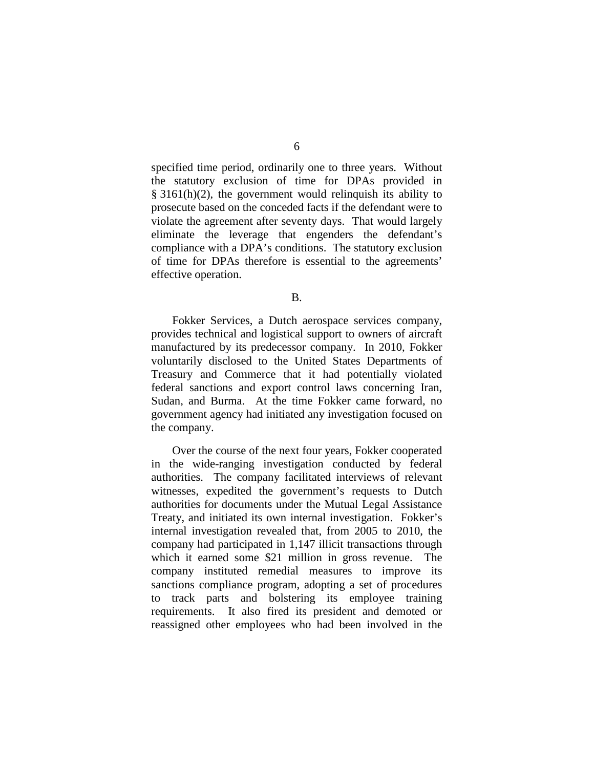specified time period, ordinarily one to three years. Without the statutory exclusion of time for DPAs provided in § 3161(h)(2), the government would relinquish its ability to prosecute based on the conceded facts if the defendant were to violate the agreement after seventy days. That would largely eliminate the leverage that engenders the defendant's compliance with a DPA's conditions. The statutory exclusion of time for DPAs therefore is essential to the agreements' effective operation.

## B.

Fokker Services, a Dutch aerospace services company, provides technical and logistical support to owners of aircraft manufactured by its predecessor company. In 2010, Fokker voluntarily disclosed to the United States Departments of Treasury and Commerce that it had potentially violated federal sanctions and export control laws concerning Iran, Sudan, and Burma. At the time Fokker came forward, no government agency had initiated any investigation focused on the company.

Over the course of the next four years, Fokker cooperated in the wide-ranging investigation conducted by federal authorities. The company facilitated interviews of relevant witnesses, expedited the government's requests to Dutch authorities for documents under the Mutual Legal Assistance Treaty, and initiated its own internal investigation. Fokker's internal investigation revealed that, from 2005 to 2010, the company had participated in 1,147 illicit transactions through which it earned some $21 million in gross revenue. The company instituted remedial measures to improve its sanctions compliance program, adopting a set of procedures to track parts and bolstering its employee training requirements. It also fired its president and demoted or reassigned other employees who had been involved in the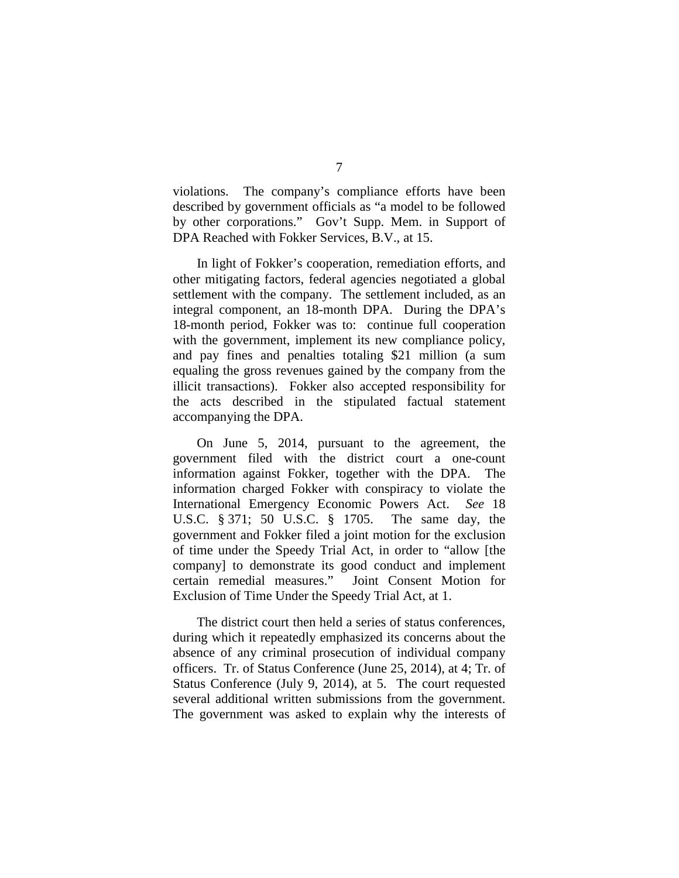violations. The company's compliance efforts have been described by government officials as "a model to be followed by other corporations." Gov't Supp. Mem. in Support of DPA Reached with Fokker Services, B.V., at 15.

In light of Fokker's cooperation, remediation efforts, and other mitigating factors, federal agencies negotiated a global settlement with the company. The settlement included, as an integral component, an 18-month DPA. During the DPA's 18-month period, Fokker was to: continue full cooperation with the government, implement its new compliance policy, and pay fines and penalties totaling $21 million (a sum equaling the gross revenues gained by the company from the illicit transactions). Fokker also accepted responsibility for the acts described in the stipulated factual statement accompanying the DPA.

On June 5, 2014, pursuant to the agreement, the government filed with the district court a one-count information against Fokker, together with the DPA. The information charged Fokker with conspiracy to violate the International Emergency Economic Powers Act. *See* 18 U.S.C. § 371; 50 U.S.C. § 1705. The same day, the government and Fokker filed a joint motion for the exclusion of time under the Speedy Trial Act, in order to "allow [the company] to demonstrate its good conduct and implement certain remedial measures." Joint Consent Motion for Exclusion of Time Under the Speedy Trial Act, at 1.

The district court then held a series of status conferences, during which it repeatedly emphasized its concerns about the absence of any criminal prosecution of individual company officers. Tr. of Status Conference (June 25, 2014), at 4; Tr. of Status Conference (July 9, 2014), at 5. The court requested several additional written submissions from the government. The government was asked to explain why the interests of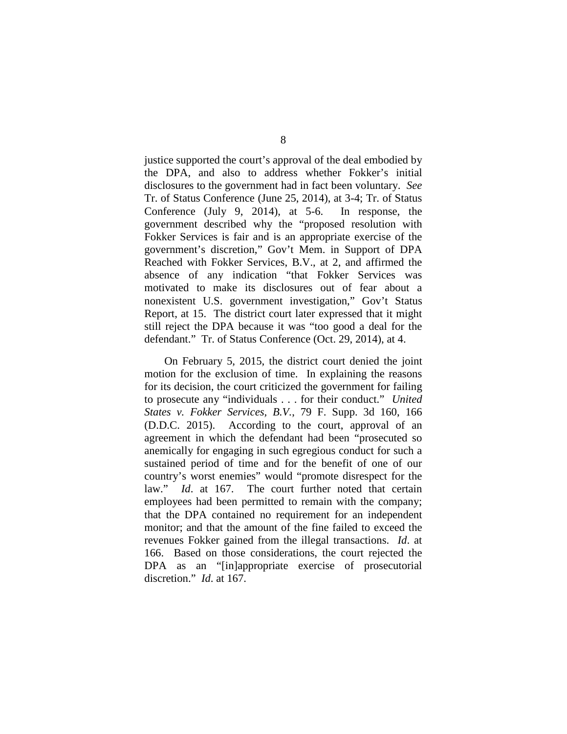justice supported the court's approval of the deal embodied by the DPA, and also to address whether Fokker's initial disclosures to the government had in fact been voluntary. *See* Tr. of Status Conference (June 25, 2014), at 3-4; Tr. of Status Conference (July 9, 2014), at 5-6. In response, the government described why the "proposed resolution with Fokker Services is fair and is an appropriate exercise of the government's discretion," Gov't Mem. in Support of DPA Reached with Fokker Services, B.V., at 2, and affirmed the absence of any indication "that Fokker Services was motivated to make its disclosures out of fear about a nonexistent U.S. government investigation," Gov't Status Report, at 15. The district court later expressed that it might still reject the DPA because it was "too good a deal for the defendant." Tr. of Status Conference (Oct. 29, 2014), at 4.

On February 5, 2015, the district court denied the joint motion for the exclusion of time. In explaining the reasons for its decision, the court criticized the government for failing to prosecute any "individuals . . . for their conduct." *United States v. Fokker Services, B.V.*, 79 F. Supp. 3d 160, 166 (D.D.C. 2015). According to the court, approval of an agreement in which the defendant had been "prosecuted so anemically for engaging in such egregious conduct for such a sustained period of time and for the benefit of one of our country's worst enemies" would "promote disrespect for the law." *Id*. at 167. The court further noted that certain employees had been permitted to remain with the company; that the DPA contained no requirement for an independent monitor; and that the amount of the fine failed to exceed the revenues Fokker gained from the illegal transactions. *Id*. at 166. Based on those considerations, the court rejected the DPA as an "[in]appropriate exercise of prosecutorial discretion." *Id*. at 167.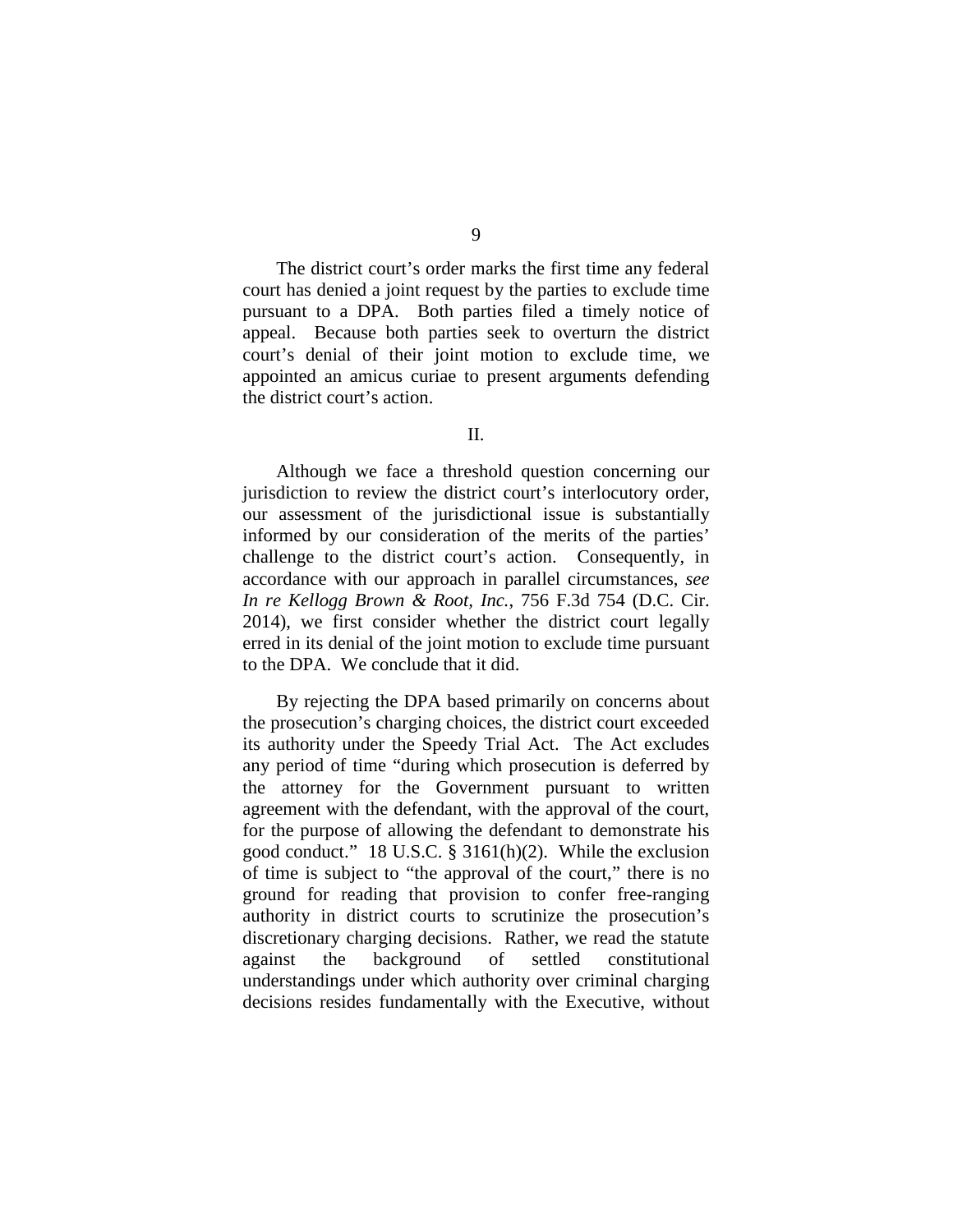The district court's order marks the first time any federal court has denied a joint request by the parties to exclude time pursuant to a DPA. Both parties filed a timely notice of appeal. Because both parties seek to overturn the district court's denial of their joint motion to exclude time, we appointed an amicus curiae to present arguments defending the district court's action.

II.

Although we face a threshold question concerning our jurisdiction to review the district court's interlocutory order, our assessment of the jurisdictional issue is substantially informed by our consideration of the merits of the parties' challenge to the district court's action. Consequently, in accordance with our approach in parallel circumstances, *see In re Kellogg Brown & Root, Inc.*, 756 F.3d 754 (D.C. Cir. 2014), we first consider whether the district court legally erred in its denial of the joint motion to exclude time pursuant to the DPA. We conclude that it did.

By rejecting the DPA based primarily on concerns about the prosecution's charging choices, the district court exceeded its authority under the Speedy Trial Act. The Act excludes any period of time "during which prosecution is deferred by the attorney for the Government pursuant to written agreement with the defendant, with the approval of the court, for the purpose of allowing the defendant to demonstrate his good conduct." 18 U.S.C. § 3161(h)(2). While the exclusion of time is subject to "the approval of the court," there is no ground for reading that provision to confer free-ranging authority in district courts to scrutinize the prosecution's discretionary charging decisions. Rather, we read the statute against the background of settled constitutional understandings under which authority over criminal charging decisions resides fundamentally with the Executive, without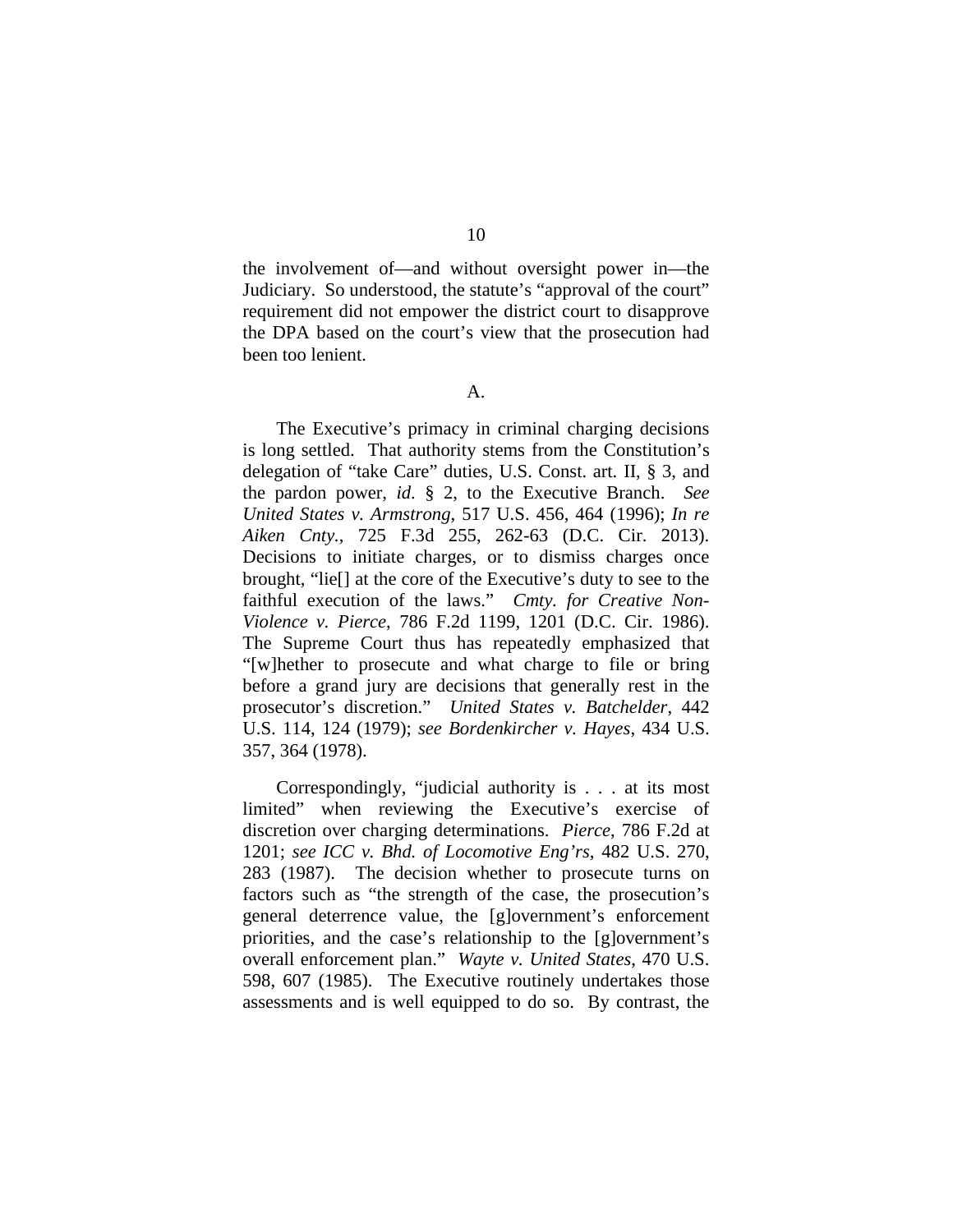the involvement of—and without oversight power in—the Judiciary. So understood, the statute's "approval of the court" requirement did not empower the district court to disapprove the DPA based on the court's view that the prosecution had been too lenient.

A.

The Executive's primacy in criminal charging decisions is long settled. That authority stems from the Constitution's delegation of "take Care" duties, U.S. Const. art. II, § 3, and the pardon power, *id.* § 2, to the Executive Branch. *See United States v. Armstrong*, 517 U.S. 456, 464 (1996); *In re Aiken Cnty.*, 725 F.3d 255, 262-63 (D.C. Cir. 2013). Decisions to initiate charges, or to dismiss charges once brought, "lie[] at the core of the Executive's duty to see to the faithful execution of the laws." *Cmty. for Creative Non-Violence v. Pierce*, 786 F.2d 1199, 1201 (D.C. Cir. 1986). The Supreme Court thus has repeatedly emphasized that "[w]hether to prosecute and what charge to file or bring before a grand jury are decisions that generally rest in the prosecutor's discretion." *United States v. Batchelder*, 442 U.S. 114, 124 (1979); *see Bordenkircher v. Hayes*, 434 U.S. 357, 364 (1978).

Correspondingly, "judicial authority is . . . at its most limited" when reviewing the Executive's exercise of discretion over charging determinations. *Pierce*, 786 F.2d at 1201; *see ICC v. Bhd. of Locomotive Eng'rs*, 482 U.S. 270, 283 (1987). The decision whether to prosecute turns on factors such as "the strength of the case, the prosecution's general deterrence value, the [g]overnment's enforcement priorities, and the case's relationship to the [g]overnment's overall enforcement plan." *Wayte v. United States*, 470 U.S. 598, 607 (1985). The Executive routinely undertakes those assessments and is well equipped to do so. By contrast, the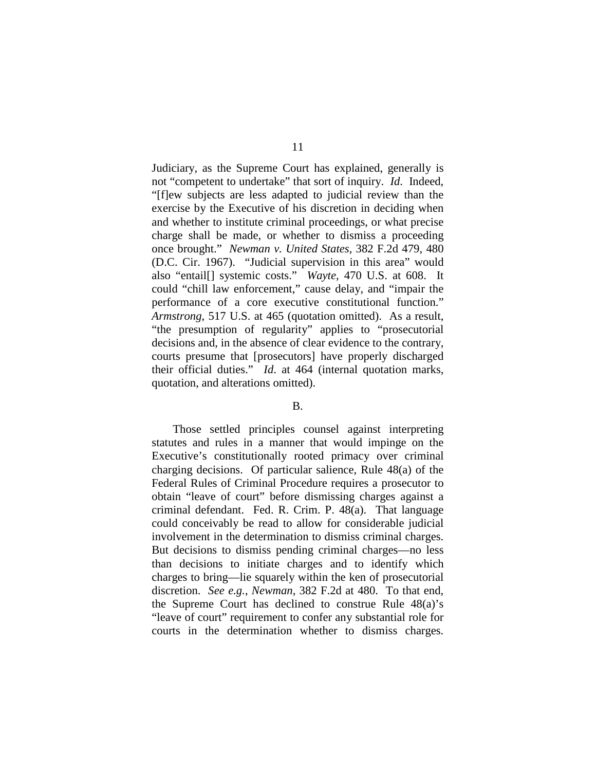Judiciary, as the Supreme Court has explained, generally is not "competent to undertake" that sort of inquiry. *Id.* Indeed, "[f]ew subjects are less adapted to judicial review than the exercise by the Executive of his discretion in deciding when and whether to institute criminal proceedings, or what precise charge shall be made, or whether to dismiss a proceeding once brought." *Newman v. United States*, 382 F.2d 479, 480 (D.C. Cir. 1967). "Judicial supervision in this area" would also "entail[] systemic costs." *Wayte*, 470 U.S. at 608. It could "chill law enforcement," cause delay, and "impair the performance of a core executive constitutional function." *Armstrong*, 517 U.S. at 465 (quotation omitted). As a result, "the presumption of regularity" applies to "prosecutorial decisions and, in the absence of clear evidence to the contrary, courts presume that [prosecutors] have properly discharged their official duties." *Id.* at 464 (internal quotation marks, quotation, and alterations omitted).

B.

Those settled principles counsel against interpreting statutes and rules in a manner that would impinge on the Executive's constitutionally rooted primacy over criminal charging decisions. Of particular salience, Rule 48(a) of the Federal Rules of Criminal Procedure requires a prosecutor to obtain "leave of court" before dismissing charges against a criminal defendant. Fed. R. Crim. P. 48(a). That language could conceivably be read to allow for considerable judicial involvement in the determination to dismiss criminal charges. But decisions to dismiss pending criminal charges—no less than decisions to initiate charges and to identify which charges to bring—lie squarely within the ken of prosecutorial discretion. *See e.g.*, *Newman*, 382 F.2d at 480. To that end, the Supreme Court has declined to construe Rule 48(a)'s "leave of court" requirement to confer any substantial role for courts in the determination whether to dismiss charges.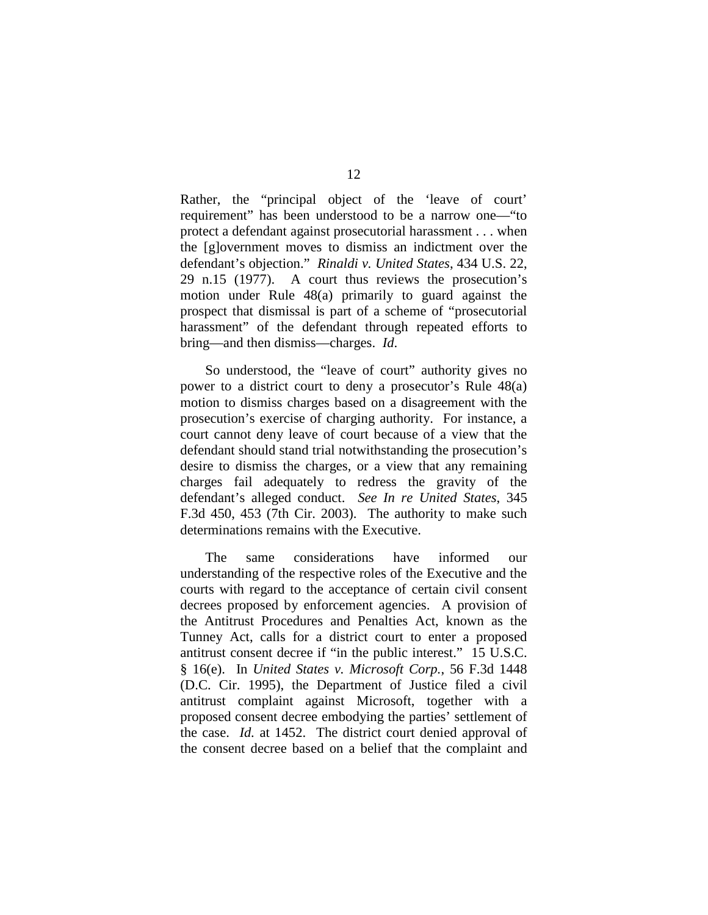Rather, the "principal object of the 'leave of court' requirement" has been understood to be a narrow one—"to protect a defendant against prosecutorial harassment . . . when the [g]overnment moves to dismiss an indictment over the defendant's objection." *Rinaldi v. United States*, 434 U.S. 22, 29 n.15 (1977). A court thus reviews the prosecution's motion under Rule 48(a) primarily to guard against the prospect that dismissal is part of a scheme of "prosecutorial harassment" of the defendant through repeated efforts to bring—and then dismiss—charges. *Id.*

So understood, the "leave of court" authority gives no power to a district court to deny a prosecutor's Rule 48(a) motion to dismiss charges based on a disagreement with the prosecution's exercise of charging authority. For instance, a court cannot deny leave of court because of a view that the defendant should stand trial notwithstanding the prosecution's desire to dismiss the charges, or a view that any remaining charges fail adequately to redress the gravity of the defendant's alleged conduct. *See In re United States*, 345 F.3d 450, 453 (7th Cir. 2003). The authority to make such determinations remains with the Executive.

The same considerations have informed our understanding of the respective roles of the Executive and the courts with regard to the acceptance of certain civil consent decrees proposed by enforcement agencies. A provision of the Antitrust Procedures and Penalties Act, known as the Tunney Act, calls for a district court to enter a proposed antitrust consent decree if "in the public interest." 15 U.S.C. § 16(e). In *United States v. Microsoft Corp.*, 56 F.3d 1448 (D.C. Cir. 1995), the Department of Justice filed a civil antitrust complaint against Microsoft, together with a proposed consent decree embodying the parties' settlement of the case. *Id.* at 1452. The district court denied approval of the consent decree based on a belief that the complaint and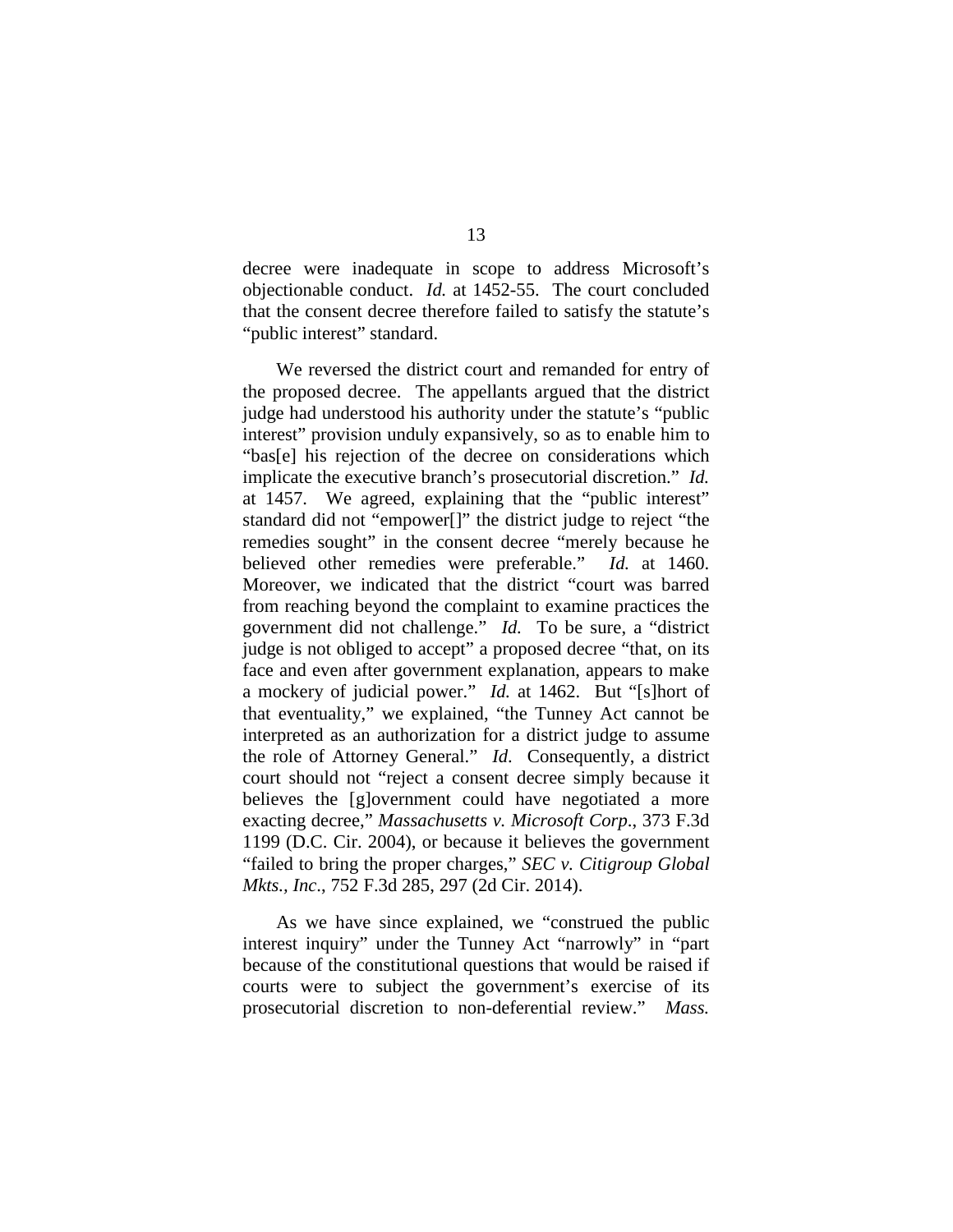decree were inadequate in scope to address Microsoft's objectionable conduct. *Id.* at 1452-55. The court concluded that the consent decree therefore failed to satisfy the statute's "public interest" standard.

We reversed the district court and remanded for entry of the proposed decree. The appellants argued that the district judge had understood his authority under the statute's "public interest" provision unduly expansively, so as to enable him to "bas[e] his rejection of the decree on considerations which implicate the executive branch's prosecutorial discretion." *Id.* at 1457. We agreed, explaining that the "public interest" standard did not "empower[]" the district judge to reject "the remedies sought" in the consent decree "merely because he believed other remedies were preferable." *Id.* at 1460. Moreover, we indicated that the district "court was barred from reaching beyond the complaint to examine practices the government did not challenge." *Id.* To be sure, a "district judge is not obliged to accept" a proposed decree "that, on its face and even after government explanation, appears to make a mockery of judicial power." *Id.* at 1462. But "[s]hort of that eventuality," we explained, "the Tunney Act cannot be interpreted as an authorization for a district judge to assume the role of Attorney General." *Id*. Consequently, a district court should not "reject a consent decree simply because it believes the [g]overnment could have negotiated a more exacting decree," *Massachusetts v. Microsoft Corp*., 373 F.3d 1199 (D.C. Cir. 2004), or because it believes the government "failed to bring the proper charges," *SEC v. Citigroup Global Mkts., Inc*., 752 F.3d 285, 297 (2d Cir. 2014).

As we have since explained, we "construed the public interest inquiry" under the Tunney Act "narrowly" in "part because of the constitutional questions that would be raised if courts were to subject the government's exercise of its prosecutorial discretion to non-deferential review." *Mass.*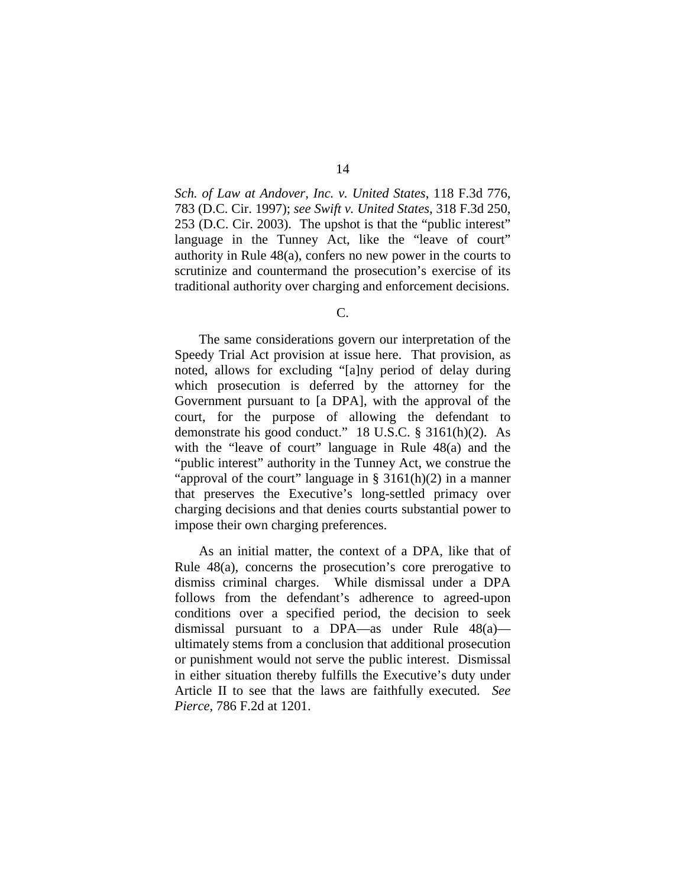*Sch. of Law at Andover, Inc. v. United States*, 118 F.3d 776, 783 (D.C. Cir. 1997); *see Swift v. United States*, 318 F.3d 250, 253 (D.C. Cir. 2003). The upshot is that the "public interest" language in the Tunney Act, like the "leave of court" authority in Rule 48(a), confers no new power in the courts to scrutinize and countermand the prosecution's exercise of its traditional authority over charging and enforcement decisions.

### C.

The same considerations govern our interpretation of the Speedy Trial Act provision at issue here. That provision, as noted, allows for excluding "[a]ny period of delay during which prosecution is deferred by the attorney for the Government pursuant to [a DPA], with the approval of the court, for the purpose of allowing the defendant to demonstrate his good conduct." 18 U.S.C. § 3161(h)(2). As with the "leave of court" language in Rule 48(a) and the "public interest" authority in the Tunney Act, we construe the "approval of the court" language in § 3161(h)(2) in a manner that preserves the Executive's long-settled primacy over charging decisions and that denies courts substantial power to impose their own charging preferences.

As an initial matter, the context of a DPA, like that of Rule 48(a), concerns the prosecution's core prerogative to dismiss criminal charges. While dismissal under a DPA follows from the defendant's adherence to agreed-upon conditions over a specified period, the decision to seek dismissal pursuant to a DPA—as under Rule 48(a)—ultimately stems from a conclusion that additional prosecution or punishment would not serve the public interest. Dismissal in either situation thereby fulfills the Executive's duty under Article II to see that the laws are faithfully executed. *See Pierce*, 786 F.2d at 1201.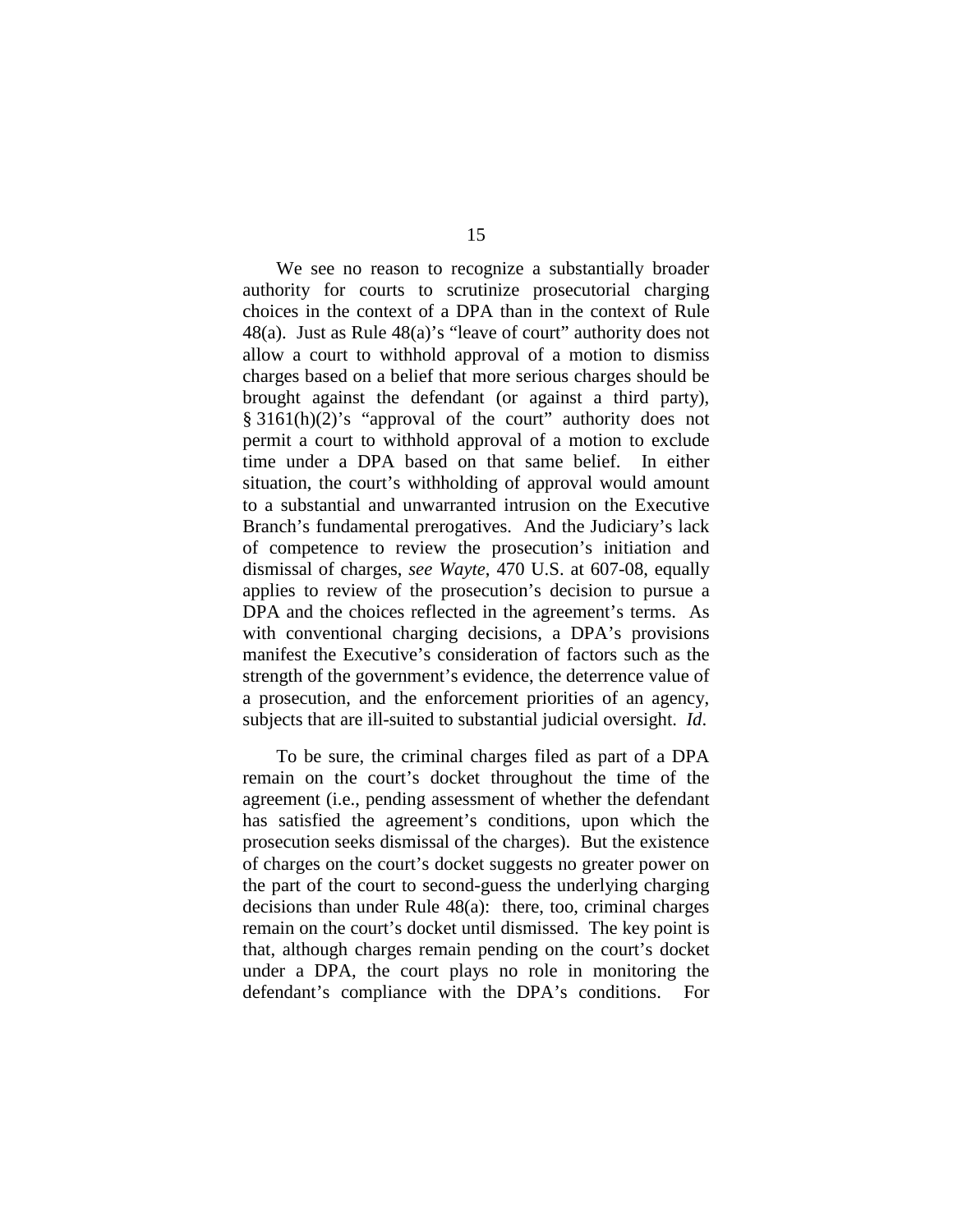We see no reason to recognize a substantially broader authority for courts to scrutinize prosecutorial charging choices in the context of a DPA than in the context of Rule 48(a). Just as Rule 48(a)'s "leave of court" authority does not allow a court to withhold approval of a motion to dismiss charges based on a belief that more serious charges should be brought against the defendant (or against a third party), § 3161(h)(2)'s "approval of the court" authority does not permit a court to withhold approval of a motion to exclude time under a DPA based on that same belief. In either situation, the court's withholding of approval would amount to a substantial and unwarranted intrusion on the Executive Branch's fundamental prerogatives. And the Judiciary's lack of competence to review the prosecution's initiation and dismissal of charges, *see Wayte*, 470 U.S. at 607-08, equally applies to review of the prosecution's decision to pursue a DPA and the choices reflected in the agreement's terms. As with conventional charging decisions, a DPA's provisions manifest the Executive's consideration of factors such as the strength of the government's evidence, the deterrence value of a prosecution, and the enforcement priorities of an agency, subjects that are ill-suited to substantial judicial oversight. *Id*.

To be sure, the criminal charges filed as part of a DPA remain on the court's docket throughout the time of the agreement (i.e., pending assessment of whether the defendant has satisfied the agreement's conditions, upon which the prosecution seeks dismissal of the charges). But the existence of charges on the court's docket suggests no greater power on the part of the court to second-guess the underlying charging decisions than under Rule 48(a): there, too, criminal charges remain on the court's docket until dismissed. The key point is that, although charges remain pending on the court's docket under a DPA, the court plays no role in monitoring the defendant's compliance with the DPA's conditions. For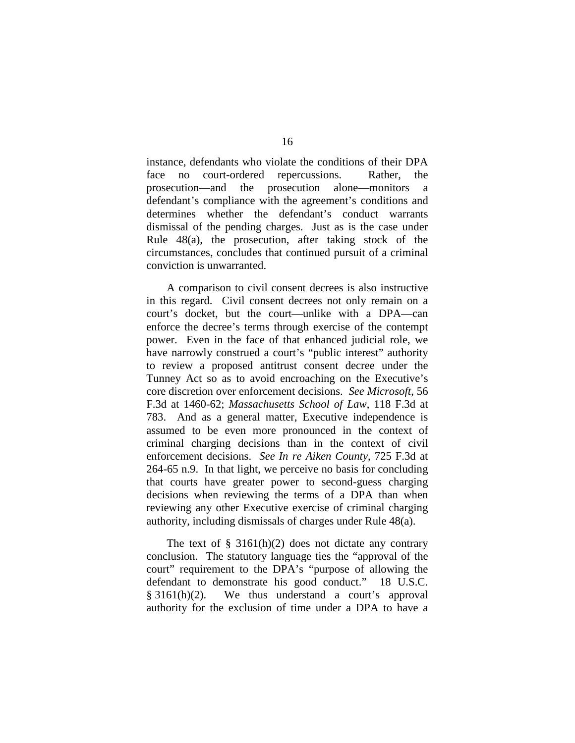instance, defendants who violate the conditions of their DPA face no court-ordered repercussions. Rather, the prosecution—and the prosecution alone—monitors a defendant's compliance with the agreement's conditions and determines whether the defendant's conduct warrants dismissal of the pending charges. Just as is the case under Rule 48(a), the prosecution, after taking stock of the circumstances, concludes that continued pursuit of a criminal conviction is unwarranted.

A comparison to civil consent decrees is also instructive in this regard. Civil consent decrees not only remain on a court's docket, but the court—unlike with a DPA—can enforce the decree's terms through exercise of the contempt power. Even in the face of that enhanced judicial role, we have narrowly construed a court's "public interest" authority to review a proposed antitrust consent decree under the Tunney Act so as to avoid encroaching on the Executive's core discretion over enforcement decisions. *See Microsoft*, 56 F.3d at 1460-62; *Massachusetts School of Law*, 118 F.3d at 783. And as a general matter, Executive independence is assumed to be even more pronounced in the context of criminal charging decisions than in the context of civil enforcement decisions. *See In re Aiken County*, 725 F.3d at 264-65 n.9. In that light, we perceive no basis for concluding that courts have greater power to second-guess charging decisions when reviewing the terms of a DPA than when reviewing any other Executive exercise of criminal charging authority, including dismissals of charges under Rule 48(a).

The text of § 3161(h)(2) does not dictate any contrary conclusion. The statutory language ties the "approval of the court" requirement to the DPA's "purpose of allowing the defendant to demonstrate his good conduct." 18 U.S.C. § 3161(h)(2). We thus understand a court's approval authority for the exclusion of time under a DPA to have a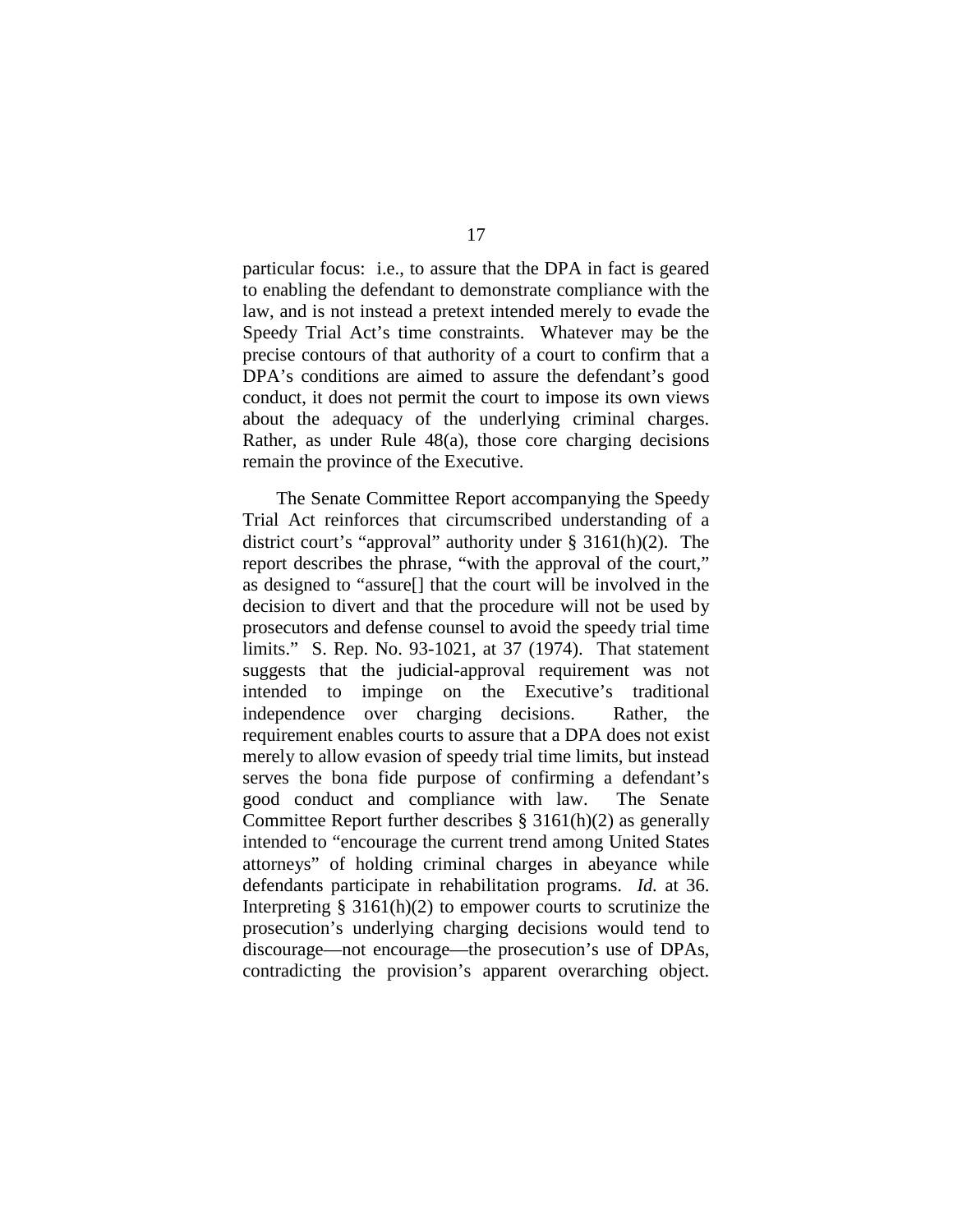particular focus: i.e., to assure that the DPA in fact is geared to enabling the defendant to demonstrate compliance with the law, and is not instead a pretext intended merely to evade the Speedy Trial Act's time constraints. Whatever may be the precise contours of that authority of a court to confirm that a DPA's conditions are aimed to assure the defendant's good conduct, it does not permit the court to impose its own views about the adequacy of the underlying criminal charges. Rather, as under Rule 48(a), those core charging decisions remain the province of the Executive.

The Senate Committee Report accompanying the Speedy Trial Act reinforces that circumscribed understanding of a district court's "approval" authority under § 3161(h)(2). The report describes the phrase, "with the approval of the court," as designed to "assure[] that the court will be involved in the decision to divert and that the procedure will not be used by prosecutors and defense counsel to avoid the speedy trial time limits." S. Rep. No. 93-1021, at 37 (1974). That statement suggests that the judicial-approval requirement was not intended to impinge on the Executive's traditional independence over charging decisions. Rather, the requirement enables courts to assure that a DPA does not exist merely to allow evasion of speedy trial time limits, but instead serves the bona fide purpose of confirming a defendant's good conduct and compliance with law. The Senate Committee Report further describes § 3161(h)(2) as generally intended to "encourage the current trend among United States attorneys" of holding criminal charges in abeyance while defendants participate in rehabilitation programs. *Id.* at 36. Interpreting § 3161(h)(2) to empower courts to scrutinize the prosecution's underlying charging decisions would tend to discourage—not encourage—the prosecution's use of DPAs, contradicting the provision's apparent overarching object.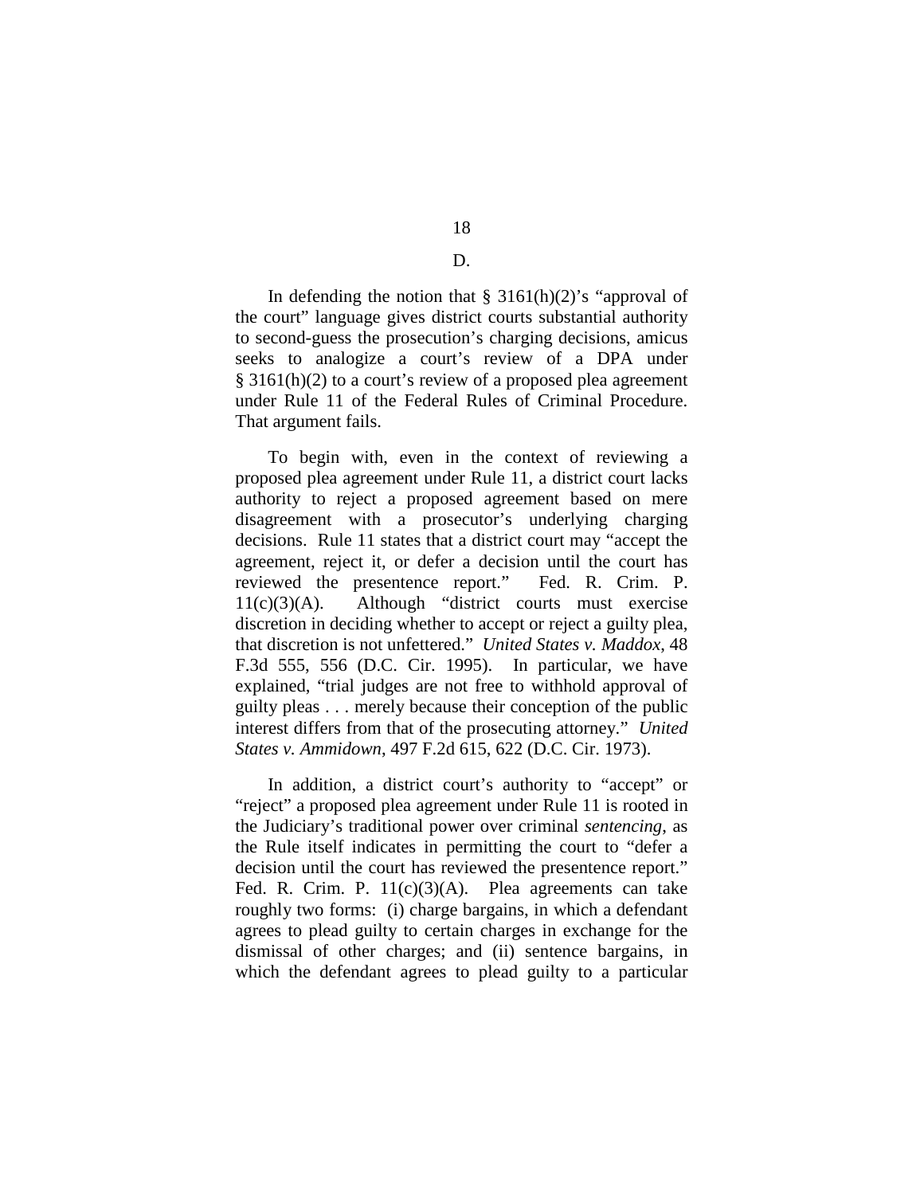D.

In defending the notion that § 3161(h)(2)'s "approval of the court" language gives district courts substantial authority to second-guess the prosecution's charging decisions, amicus seeks to analogize a court's review of a DPA under § 3161(h)(2) to a court's review of a proposed plea agreement under Rule 11 of the Federal Rules of Criminal Procedure. That argument fails.

To begin with, even in the context of reviewing a proposed plea agreement under Rule 11, a district court lacks authority to reject a proposed agreement based on mere disagreement with a prosecutor's underlying charging decisions. Rule 11 states that a district court may "accept the agreement, reject it, or defer a decision until the court has reviewed the presentence report." Fed. R. Crim. P. 11(c)(3)(A). Although "district courts must exercise discretion in deciding whether to accept or reject a guilty plea, that discretion is not unfettered." *United States v. Maddox*, 48 F.3d 555, 556 (D.C. Cir. 1995). In particular, we have explained, "trial judges are not free to withhold approval of guilty pleas . . . merely because their conception of the public interest differs from that of the prosecuting attorney." *United States v. Ammidown*, 497 F.2d 615, 622 (D.C. Cir. 1973).

In addition, a district court's authority to "accept" or "reject" a proposed plea agreement under Rule 11 is rooted in the Judiciary's traditional power over criminal *sentencing*, as the Rule itself indicates in permitting the court to "defer a decision until the court has reviewed the presentence report." Fed. R. Crim. P. 11(c)(3)(A). Plea agreements can take roughly two forms: (i) charge bargains, in which a defendant agrees to plead guilty to certain charges in exchange for the dismissal of other charges; and (ii) sentence bargains, in which the defendant agrees to plead guilty to a particular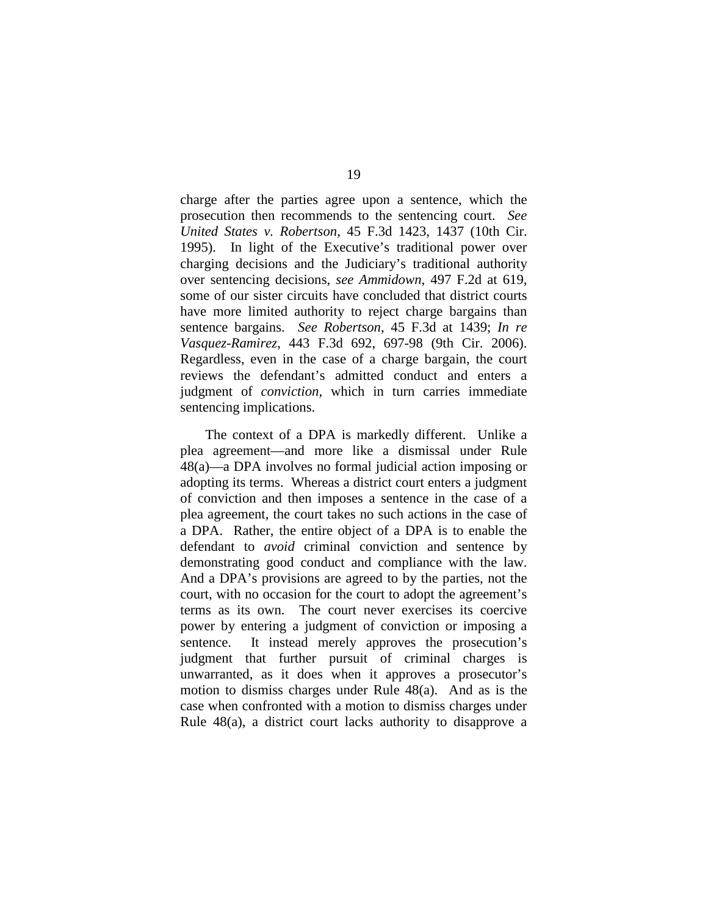charge after the parties agree upon a sentence, which the prosecution then recommends to the sentencing court. *See United States v. Robertson*, 45 F.3d 1423, 1437 (10th Cir. 1995). In light of the Executive's traditional power over charging decisions and the Judiciary's traditional authority over sentencing decisions, *see Ammidown*, 497 F.2d at 619, some of our sister circuits have concluded that district courts have more limited authority to reject charge bargains than sentence bargains. *See Robertson*, 45 F.3d at 1439; *In re Vasquez-Ramirez*, 443 F.3d 692, 697-98 (9th Cir. 2006). Regardless, even in the case of a charge bargain, the court reviews the defendant's admitted conduct and enters a judgment of *conviction*, which in turn carries immediate sentencing implications.

The context of a DPA is markedly different. Unlike a plea agreement—and more like a dismissal under Rule 48(a)—a DPA involves no formal judicial action imposing or adopting its terms. Whereas a district court enters a judgment of conviction and then imposes a sentence in the case of a plea agreement, the court takes no such actions in the case of a DPA. Rather, the entire object of a DPA is to enable the defendant to *avoid* criminal conviction and sentence by demonstrating good conduct and compliance with the law. And a DPA's provisions are agreed to by the parties, not the court, with no occasion for the court to adopt the agreement's terms as its own. The court never exercises its coercive power by entering a judgment of conviction or imposing a sentence. It instead merely approves the prosecution's judgment that further pursuit of criminal charges is unwarranted, as it does when it approves a prosecutor's motion to dismiss charges under Rule 48(a). And as is the case when confronted with a motion to dismiss charges under Rule 48(a), a district court lacks authority to disapprove a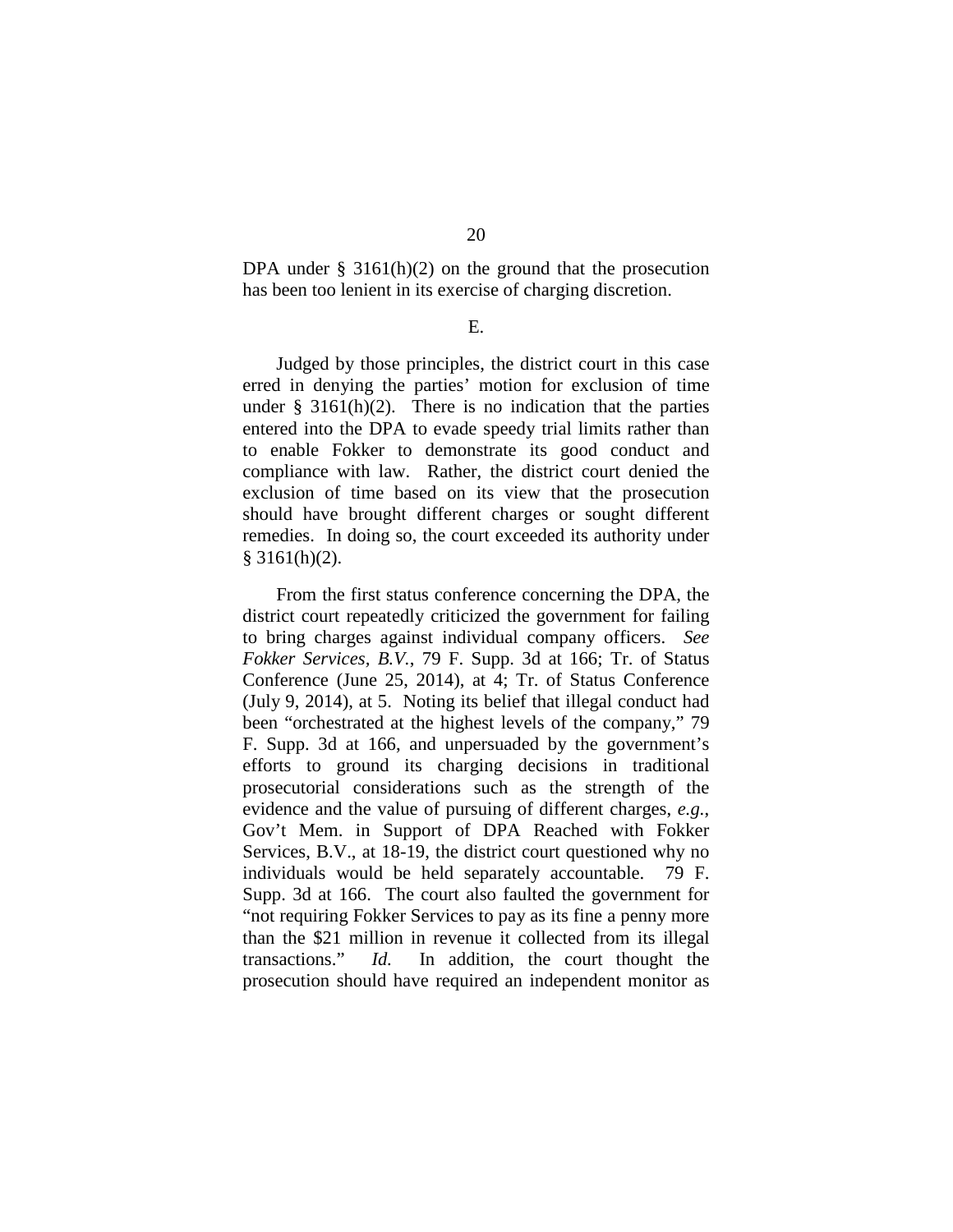DPA under § 3161(h)(2) on the ground that the prosecution has been too lenient in its exercise of charging discretion.

E.

Judged by those principles, the district court in this case erred in denying the parties' motion for exclusion of time under § 3161(h)(2). There is no indication that the parties entered into the DPA to evade speedy trial limits rather than to enable Fokker to demonstrate its good conduct and compliance with law. Rather, the district court denied the exclusion of time based on its view that the prosecution should have brought different charges or sought different remedies. In doing so, the court exceeded its authority under § 3161(h)(2).

From the first status conference concerning the DPA, the district court repeatedly criticized the government for failing to bring charges against individual company officers. *See Fokker Services, B.V.*, 79 F. Supp. 3d at 166; Tr. of Status Conference (June 25, 2014), at 4; Tr. of Status Conference (July 9, 2014), at 5. Noting its belief that illegal conduct had been "orchestrated at the highest levels of the company," 79 F. Supp. 3d at 166, and unpersuaded by the government's efforts to ground its charging decisions in traditional prosecutorial considerations such as the strength of the evidence and the value of pursuing of different charges, *e.g.*, Gov't Mem. in Support of DPA Reached with Fokker Services, B.V., at 18-19, the district court questioned why no individuals would be held separately accountable. 79 F. Supp. 3d at 166. The court also faulted the government for "not requiring Fokker Services to pay as its fine a penny more than the $21 million in revenue it collected from its illegal transactions." *Id.* In addition, the court thought the prosecution should have required an independent monitor as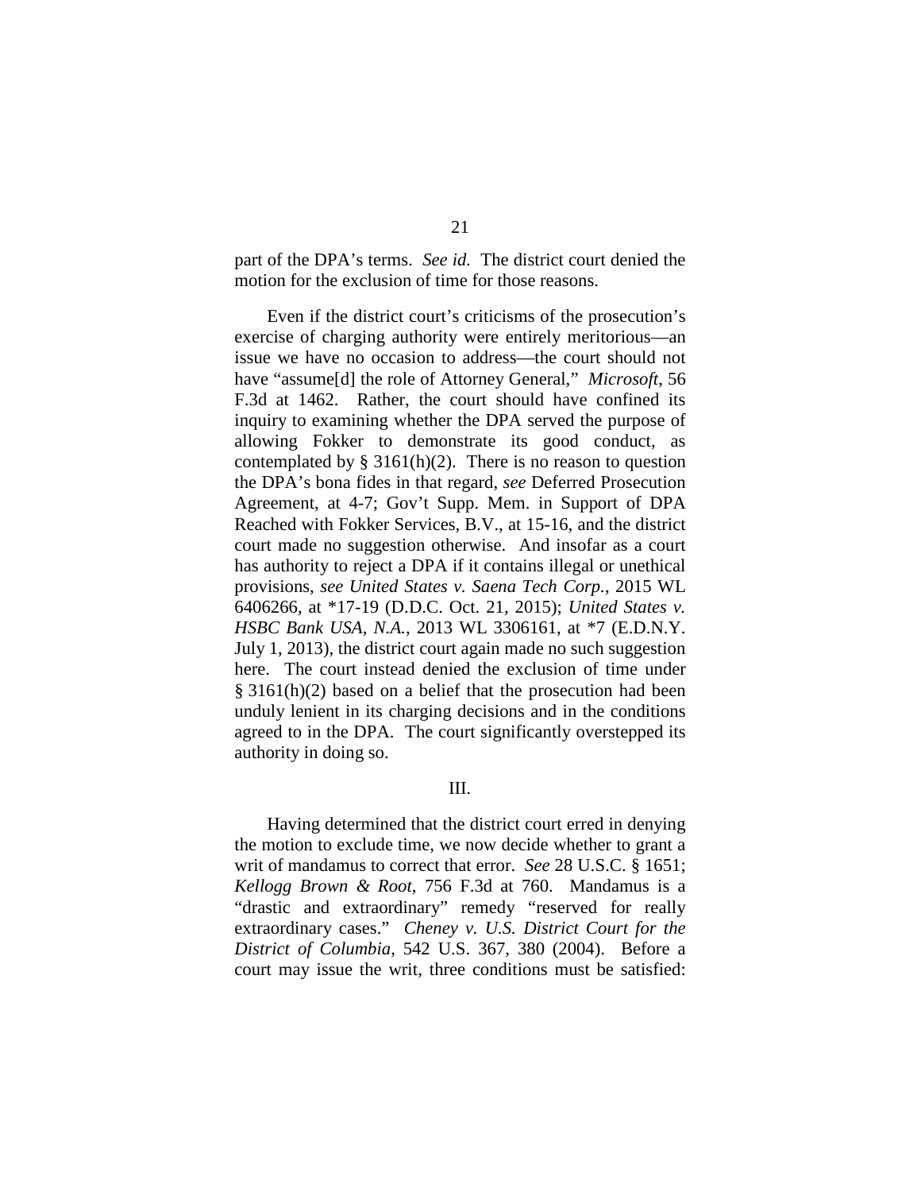part of the DPA's terms. *See id.* The district court denied the motion for the exclusion of time for those reasons.

Even if the district court's criticisms of the prosecution's exercise of charging authority were entirely meritorious—an issue we have no occasion to address—the court should not have "assume[d] the role of Attorney General," *Microsoft*, 56 F.3d at 1462. Rather, the court should have confined its inquiry to examining whether the DPA served the purpose of allowing Fokker to demonstrate its good conduct, as contemplated by § 3161(h)(2). There is no reason to question the DPA's bona fides in that regard, *see* Deferred Prosecution Agreement, at 4-7; Gov't Supp. Mem. in Support of DPA Reached with Fokker Services, B.V., at 15-16, and the district court made no suggestion otherwise. And insofar as a court has authority to reject a DPA if it contains illegal or unethical provisions, *see United States v. Saena Tech Corp.*, 2015 WL 6406266, at *17-19 (D.D.C. Oct. 21, 2015); *United States v. HSBC Bank USA, N.A.*, 2013 WL 3306161, at *7 (E.D.N.Y. July 1, 2013), the district court again made no such suggestion here. The court instead denied the exclusion of time under § 3161(h)(2) based on a belief that the prosecution had been unduly lenient in its charging decisions and in the conditions agreed to in the DPA. The court significantly overstepped its authority in doing so.

## III.

Having determined that the district court erred in denying the motion to exclude time, we now decide whether to grant a writ of mandamus to correct that error. *See* 28 U.S.C. § 1651; *Kellogg Brown & Root*, 756 F.3d at 760. Mandamus is a "drastic and extraordinary" remedy "reserved for really extraordinary cases." *Cheney v. U.S. District Court for the District of Columbia*, 542 U.S. 367, 380 (2004). Before a court may issue the writ, three conditions must be satisfied: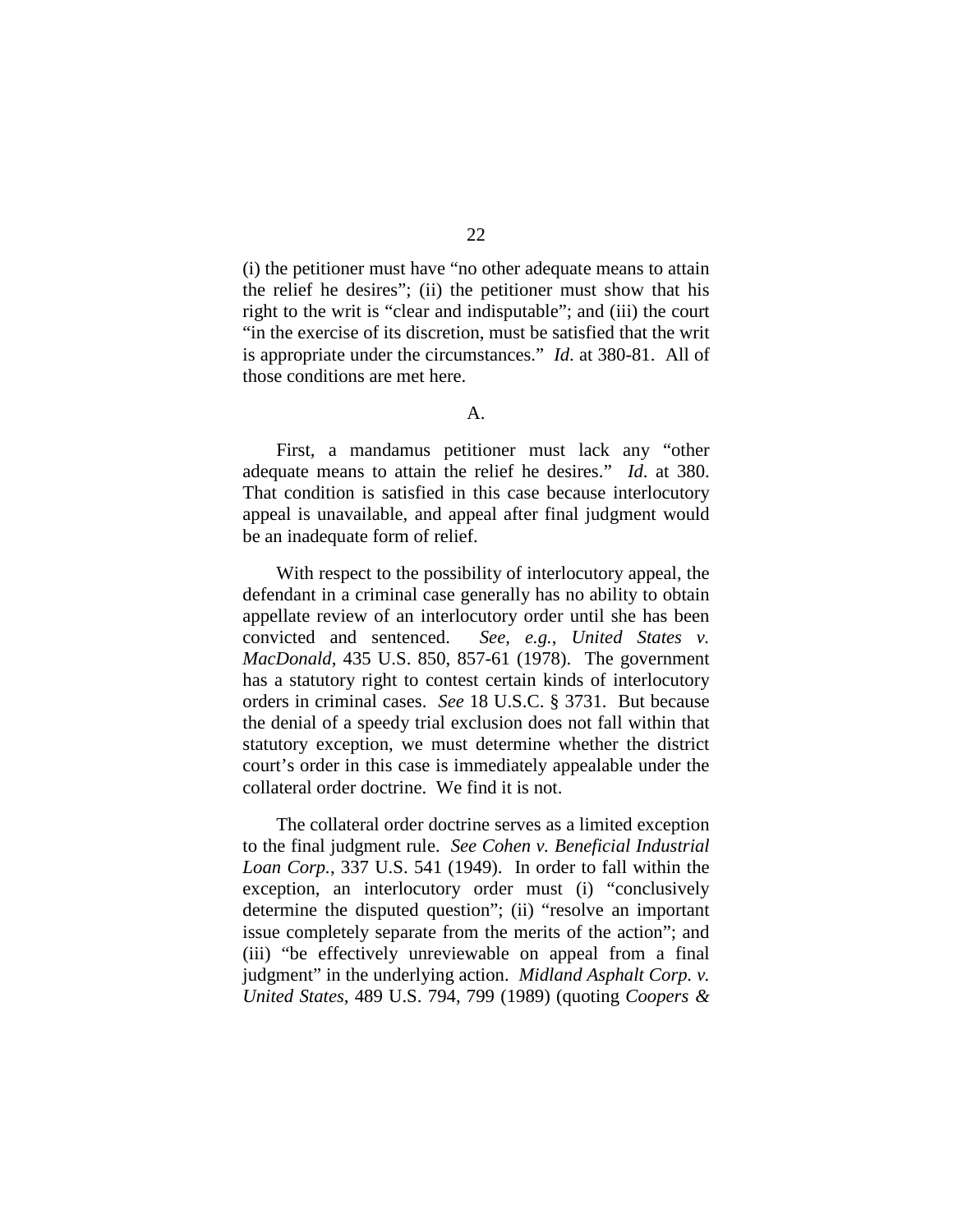(i) the petitioner must have "no other adequate means to attain the relief he desires"; (ii) the petitioner must show that his right to the writ is "clear and indisputable"; and (iii) the court "in the exercise of its discretion, must be satisfied that the writ is appropriate under the circumstances." *Id*. at 380-81. All of those conditions are met here.

A.

First, a mandamus petitioner must lack any "other adequate means to attain the relief he desires." *Id*. at 380. That condition is satisfied in this case because interlocutory appeal is unavailable, and appeal after final judgment would be an inadequate form of relief.

With respect to the possibility of interlocutory appeal, the defendant in a criminal case generally has no ability to obtain appellate review of an interlocutory order until she has been convicted and sentenced. *See, e.g.*, *United States v. MacDonald*, 435 U.S. 850, 857-61 (1978). The government has a statutory right to contest certain kinds of interlocutory orders in criminal cases. *See* 18 U.S.C. § 3731. But because the denial of a speedy trial exclusion does not fall within that statutory exception, we must determine whether the district court's order in this case is immediately appealable under the collateral order doctrine. We find it is not.

The collateral order doctrine serves as a limited exception to the final judgment rule. *See Cohen v. Beneficial Industrial Loan Corp.*, 337 U.S. 541 (1949). In order to fall within the exception, an interlocutory order must (i) "conclusively determine the disputed question"; (ii) "resolve an important issue completely separate from the merits of the action"; and (iii) "be effectively unreviewable on appeal from a final judgment" in the underlying action. *Midland Asphalt Corp. v. United States*, 489 U.S. 794, 799 (1989) (quoting *Coopers &*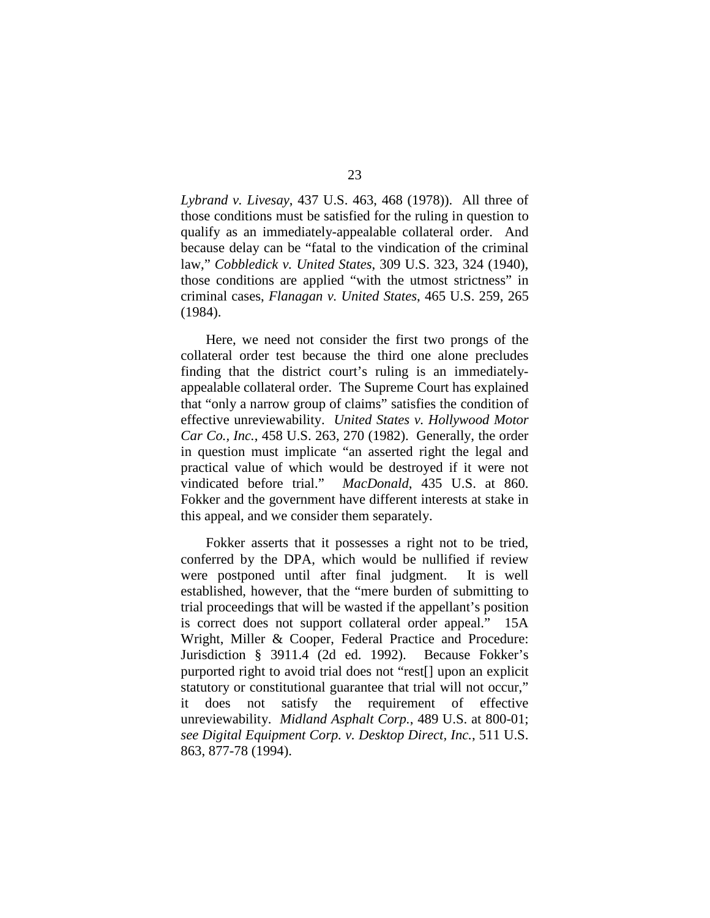*Lybrand v. Livesay*, 437 U.S. 463, 468 (1978)). All three of those conditions must be satisfied for the ruling in question to qualify as an immediately-appealable collateral order. And because delay can be "fatal to the vindication of the criminal law," *Cobbledick v. United States*, 309 U.S. 323, 324 (1940), those conditions are applied "with the utmost strictness" in criminal cases, *Flanagan v. United States*, 465 U.S. 259, 265 (1984).

Here, we need not consider the first two prongs of the collateral order test because the third one alone precludes finding that the district court's ruling is an immediately-appealable collateral order. The Supreme Court has explained that "only a narrow group of claims" satisfies the condition of effective unreviewability. *United States v. Hollywood Motor Car Co., Inc.*, 458 U.S. 263, 270 (1982). Generally, the order in question must implicate "an asserted right the legal and practical value of which would be destroyed if it were not vindicated before trial." *MacDonald*, 435 U.S. at 860. Fokker and the government have different interests at stake in this appeal, and we consider them separately.

Fokker asserts that it possesses a right not to be tried, conferred by the DPA, which would be nullified if review were postponed until after final judgment. It is well established, however, that the "mere burden of submitting to trial proceedings that will be wasted if the appellant's position is correct does not support collateral order appeal." 15A Wright, Miller & Cooper, Federal Practice and Procedure: Jurisdiction § 3911.4 (2d ed. 1992). Because Fokker's purported right to avoid trial does not "rest[] upon an explicit statutory or constitutional guarantee that trial will not occur," it does not satisfy the requirement of effective unreviewability. *Midland Asphalt Corp.*, 489 U.S. at 800-01; *see Digital Equipment Corp. v. Desktop Direct, Inc.*, 511 U.S. 863, 877-78 (1994).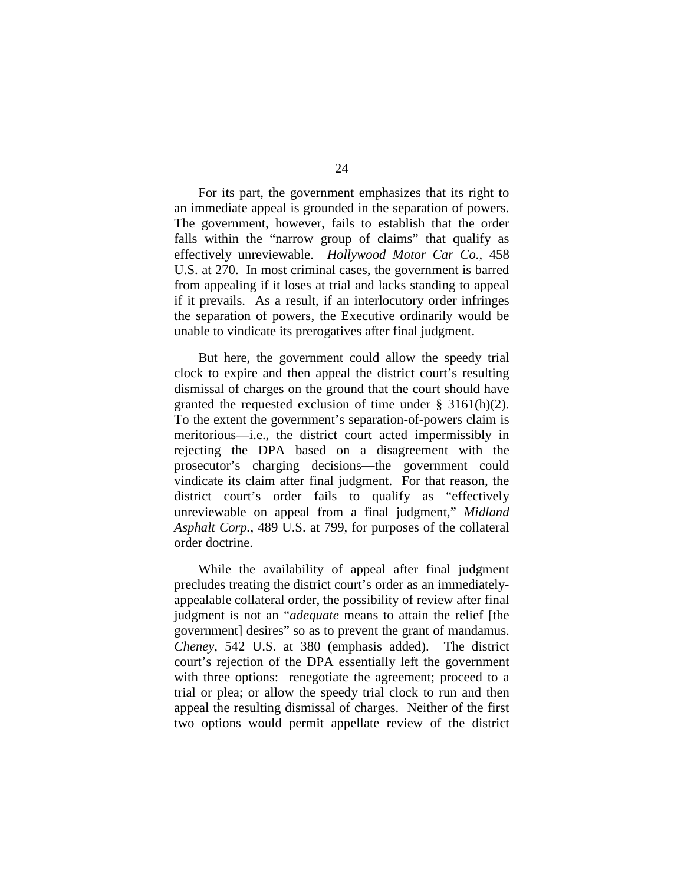For its part, the government emphasizes that its right to an immediate appeal is grounded in the separation of powers. The government, however, fails to establish that the order falls within the "narrow group of claims" that qualify as effectively unreviewable. *Hollywood Motor Car Co.*, 458 U.S. at 270. In most criminal cases, the government is barred from appealing if it loses at trial and lacks standing to appeal if it prevails. As a result, if an interlocutory order infringes the separation of powers, the Executive ordinarily would be unable to vindicate its prerogatives after final judgment.

But here, the government could allow the speedy trial clock to expire and then appeal the district court's resulting dismissal of charges on the ground that the court should have granted the requested exclusion of time under § 3161(h)(2). To the extent the government's separation-of-powers claim is meritorious—i.e., the district court acted impermissibly in rejecting the DPA based on a disagreement with the prosecutor's charging decisions—the government could vindicate its claim after final judgment. For that reason, the district court's order fails to qualify as "effectively unreviewable on appeal from a final judgment," *Midland Asphalt Corp.*, 489 U.S. at 799, for purposes of the collateral order doctrine.

While the availability of appeal after final judgment precludes treating the district court's order as an immediately-appealable collateral order, the possibility of review after final judgment is not an "*adequate* means to attain the relief [the government] desires" so as to prevent the grant of mandamus. *Cheney*, 542 U.S. at 380 (emphasis added). The district court's rejection of the DPA essentially left the government with three options: renegotiate the agreement; proceed to a trial or plea; or allow the speedy trial clock to run and then appeal the resulting dismissal of charges. Neither of the first two options would permit appellate review of the district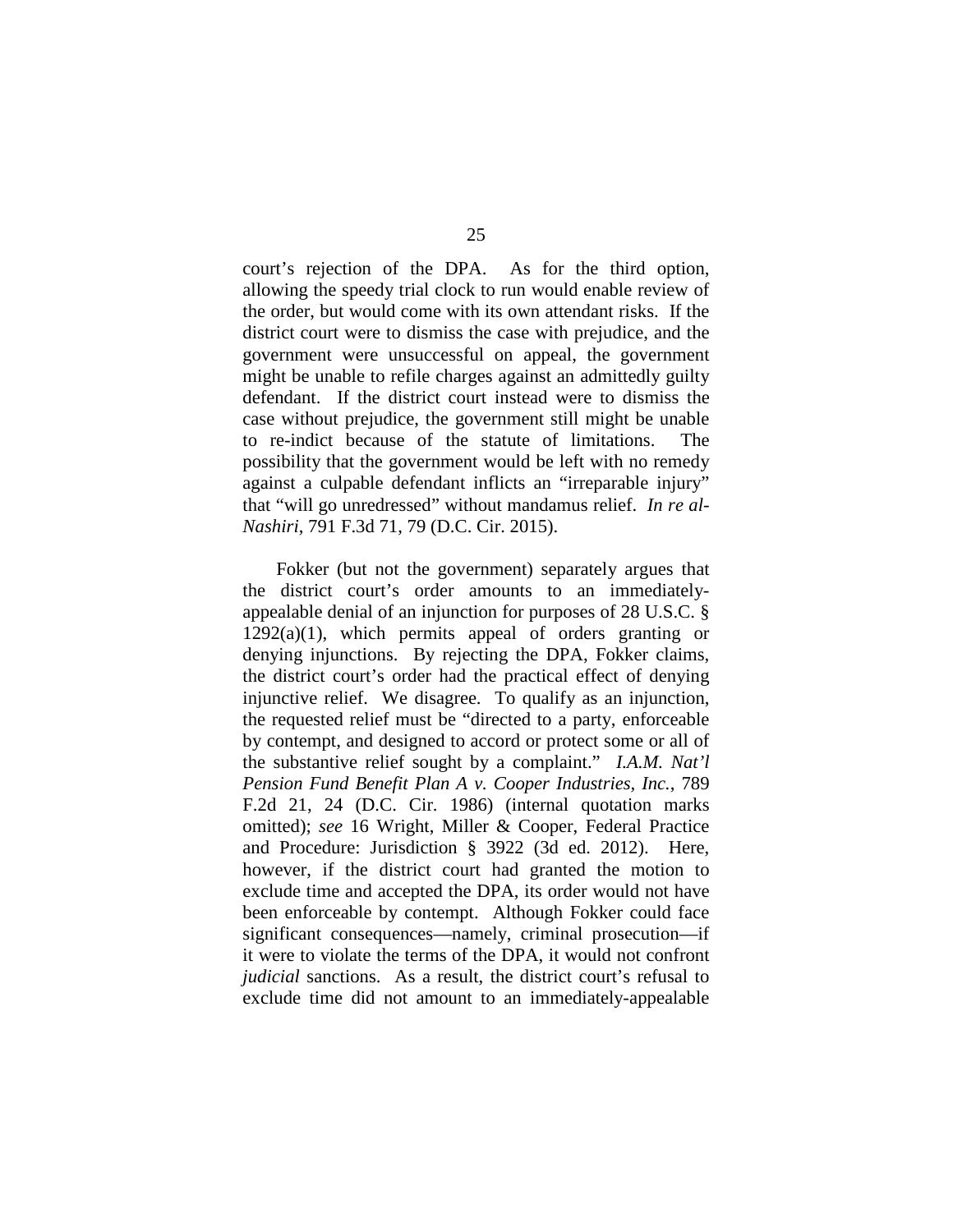court's rejection of the DPA. As for the third option, allowing the speedy trial clock to run would enable review of the order, but would come with its own attendant risks. If the district court were to dismiss the case with prejudice, and the government were unsuccessful on appeal, the government might be unable to refile charges against an admittedly guilty defendant. If the district court instead were to dismiss the case without prejudice, the government still might be unable to re-indict because of the statute of limitations. The possibility that the government would be left with no remedy against a culpable defendant inflicts an "irreparable injury" that "will go unredressed" without mandamus relief. *In re al-Nashiri*, 791 F.3d 71, 79 (D.C. Cir. 2015).

Fokker (but not the government) separately argues that the district court's order amounts to an immediately-appealable denial of an injunction for purposes of 28 U.S.C. § 1292(a)(1), which permits appeal of orders granting or denying injunctions. By rejecting the DPA, Fokker claims, the district court's order had the practical effect of denying injunctive relief. We disagree. To qualify as an injunction, the requested relief must be "directed to a party, enforceable by contempt, and designed to accord or protect some or all of the substantive relief sought by a complaint." *I.A.M. Nat'l Pension Fund Benefit Plan A v. Cooper Industries, Inc.*, 789 F.2d 21, 24 (D.C. Cir. 1986) (internal quotation marks omitted); *see* 16 Wright, Miller & Cooper, Federal Practice and Procedure: Jurisdiction § 3922 (3d ed. 2012). Here, however, if the district court had granted the motion to exclude time and accepted the DPA, its order would not have been enforceable by contempt. Although Fokker could face significant consequences—namely, criminal prosecution—if it were to violate the terms of the DPA, it would not confront *judicial* sanctions. As a result, the district court's refusal to exclude time did not amount to an immediately-appealable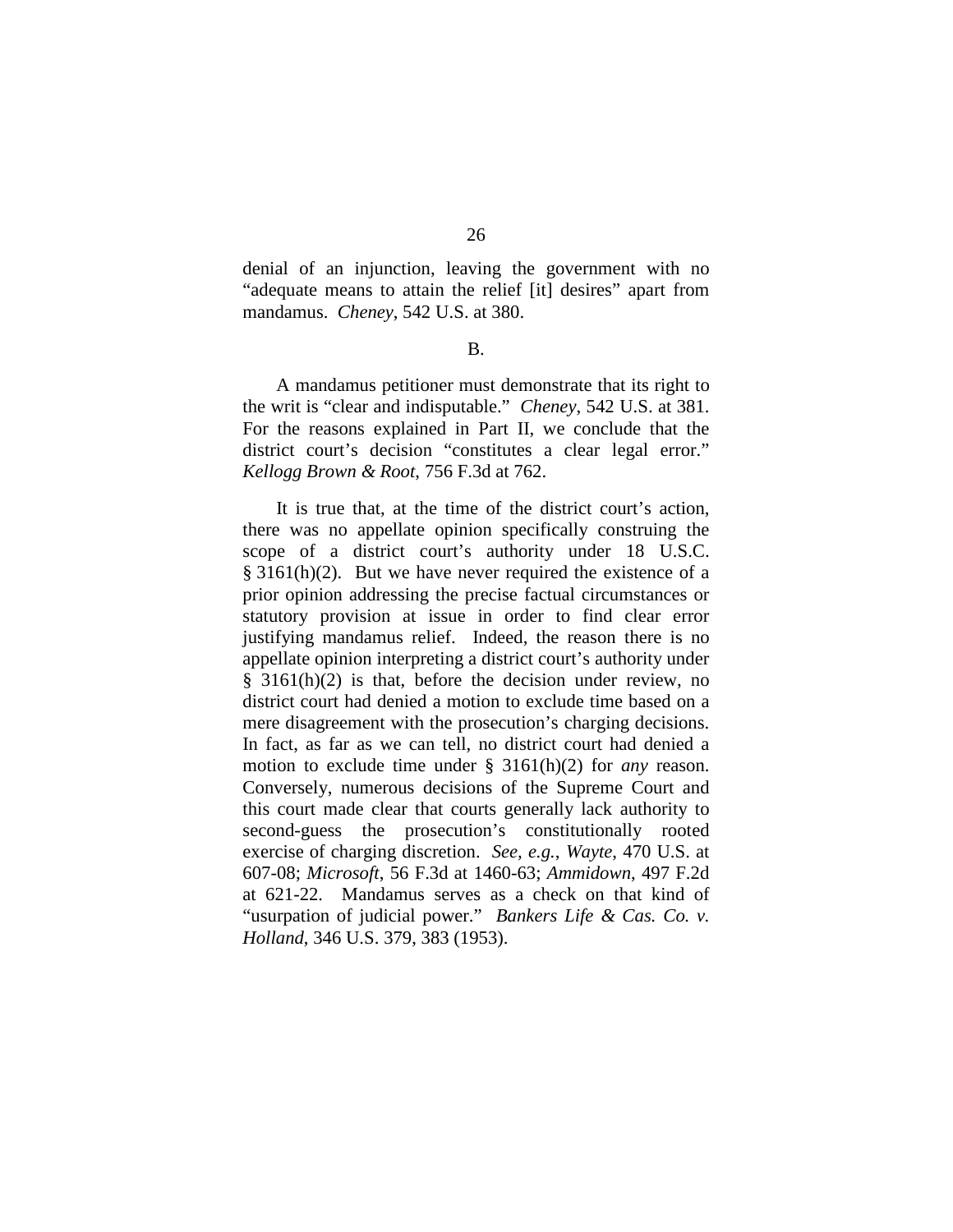denial of an injunction, leaving the government with no "adequate means to attain the relief [it] desires" apart from mandamus. *Cheney*, 542 U.S. at 380.

B.

A mandamus petitioner must demonstrate that its right to the writ is "clear and indisputable." *Cheney*, 542 U.S. at 381. For the reasons explained in Part II, we conclude that the district court's decision "constitutes a clear legal error." *Kellogg Brown & Root*, 756 F.3d at 762.

It is true that, at the time of the district court's action, there was no appellate opinion specifically construing the scope of a district court's authority under 18 U.S.C. § 3161(h)(2). But we have never required the existence of a prior opinion addressing the precise factual circumstances or statutory provision at issue in order to find clear error justifying mandamus relief. Indeed, the reason there is no appellate opinion interpreting a district court's authority under § 3161(h)(2) is that, before the decision under review, no district court had denied a motion to exclude time based on a mere disagreement with the prosecution's charging decisions. In fact, as far as we can tell, no district court had denied a motion to exclude time under § 3161(h)(2) for *any* reason. Conversely, numerous decisions of the Supreme Court and this court made clear that courts generally lack authority to second-guess the prosecution's constitutionally rooted exercise of charging discretion. *See, e.g.*, *Wayte*, 470 U.S. at 607-08; *Microsoft*, 56 F.3d at 1460-63; *Ammidown*, 497 F.2d at 621-22. Mandamus serves as a check on that kind of "usurpation of judicial power." *Bankers Life & Cas. Co. v. Holland*, 346 U.S. 379, 383 (1953).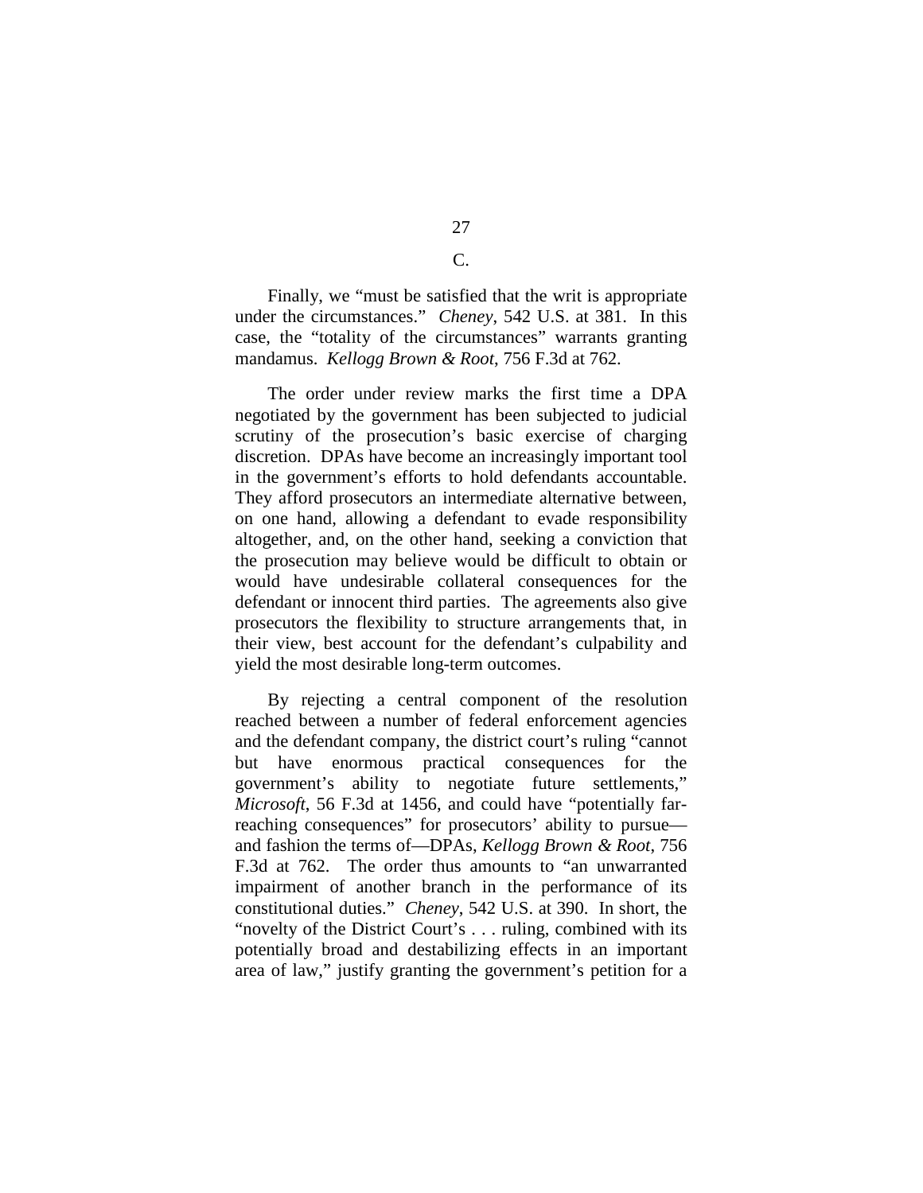C.

Finally, we "must be satisfied that the writ is appropriate under the circumstances." *Cheney*, 542 U.S. at 381. In this case, the "totality of the circumstances" warrants granting mandamus. *Kellogg Brown & Root*, 756 F.3d at 762.

The order under review marks the first time a DPA negotiated by the government has been subjected to judicial scrutiny of the prosecution's basic exercise of charging discretion. DPAs have become an increasingly important tool in the government's efforts to hold defendants accountable. They afford prosecutors an intermediate alternative between, on one hand, allowing a defendant to evade responsibility altogether, and, on the other hand, seeking a conviction that the prosecution may believe would be difficult to obtain or would have undesirable collateral consequences for the defendant or innocent third parties. The agreements also give prosecutors the flexibility to structure arrangements that, in their view, best account for the defendant's culpability and yield the most desirable long-term outcomes.

By rejecting a central component of the resolution reached between a number of federal enforcement agencies and the defendant company, the district court's ruling "cannot but have enormous practical consequences for the government's ability to negotiate future settlements," *Microsoft*, 56 F.3d at 1456, and could have "potentially far-reaching consequences" for prosecutors' ability to pursue—and fashion the terms of—DPAs, *Kellogg Brown & Root*, 756 F.3d at 762. The order thus amounts to "an unwarranted impairment of another branch in the performance of its constitutional duties." *Cheney*, 542 U.S. at 390. In short, the "novelty of the District Court's . . . ruling, combined with its potentially broad and destabilizing effects in an important area of law," justify granting the government's petition for a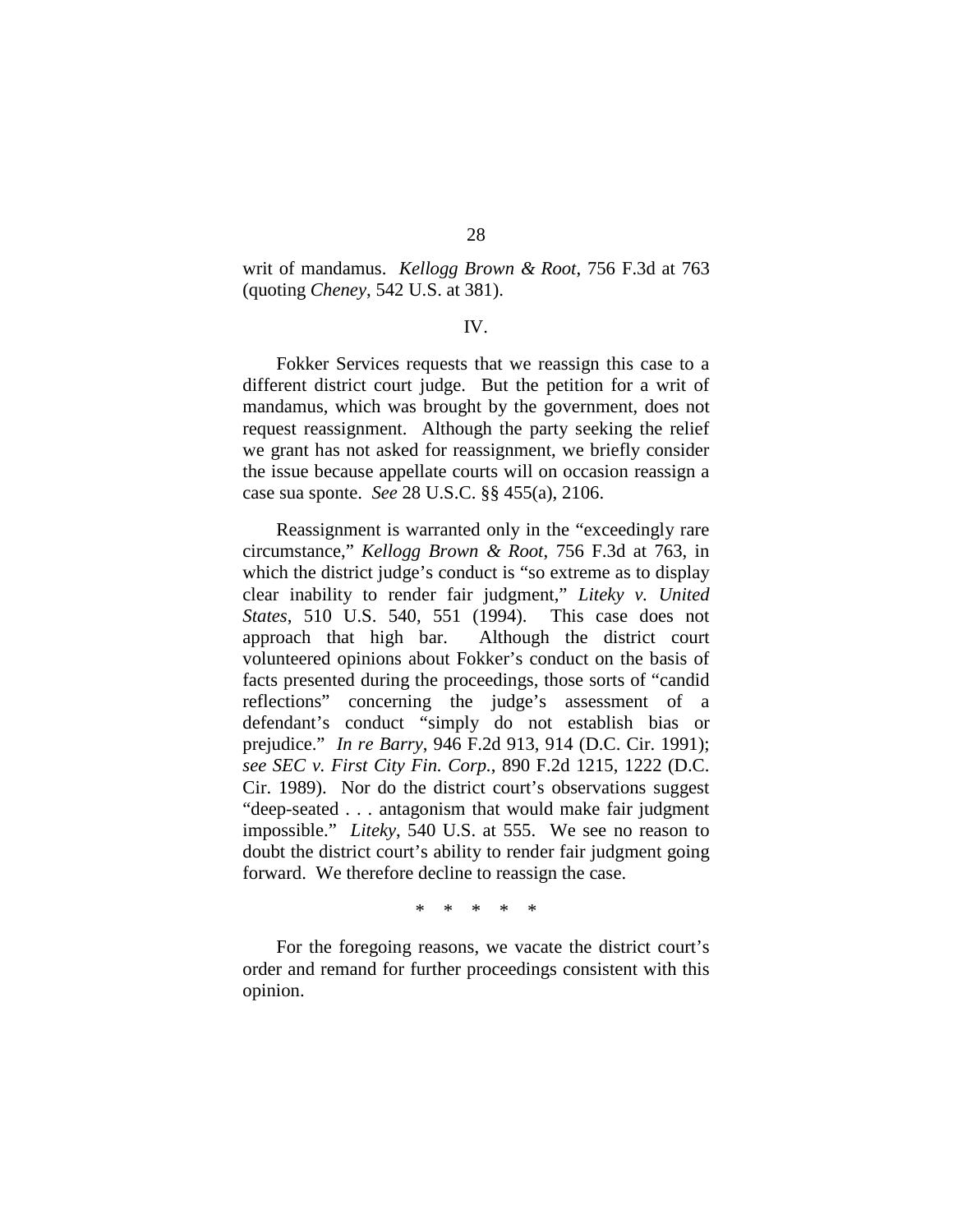writ of mandamus. *Kellogg Brown & Root*, 756 F.3d at 763 (quoting *Cheney*, 542 U.S. at 381).

IV.

Fokker Services requests that we reassign this case to a different district court judge. But the petition for a writ of mandamus, which was brought by the government, does not request reassignment. Although the party seeking the relief we grant has not asked for reassignment, we briefly consider the issue because appellate courts will on occasion reassign a case sua sponte. *See* 28 U.S.C. §§ 455(a), 2106.

Reassignment is warranted only in the "exceedingly rare circumstance," *Kellogg Brown & Root*, 756 F.3d at 763, in which the district judge's conduct is "so extreme as to display clear inability to render fair judgment," *Liteky v. United States*, 510 U.S. 540, 551 (1994). This case does not approach that high bar. Although the district court volunteered opinions about Fokker's conduct on the basis of facts presented during the proceedings, those sorts of "candid reflections" concerning the judge's assessment of a defendant's conduct "simply do not establish bias or prejudice." *In re Barry*, 946 F.2d 913, 914 (D.C. Cir. 1991); *see SEC v. First City Fin. Corp.*, 890 F.2d 1215, 1222 (D.C. Cir. 1989). Nor do the district court's observations suggest "deep-seated . . . antagonism that would make fair judgment impossible." *Liteky*, 540 U.S. at 555. We see no reason to doubt the district court's ability to render fair judgment going forward. We therefore decline to reassign the case.

\* \* \* \* \*

For the foregoing reasons, we vacate the district court's order and remand for further proceedings consistent with this opinion.